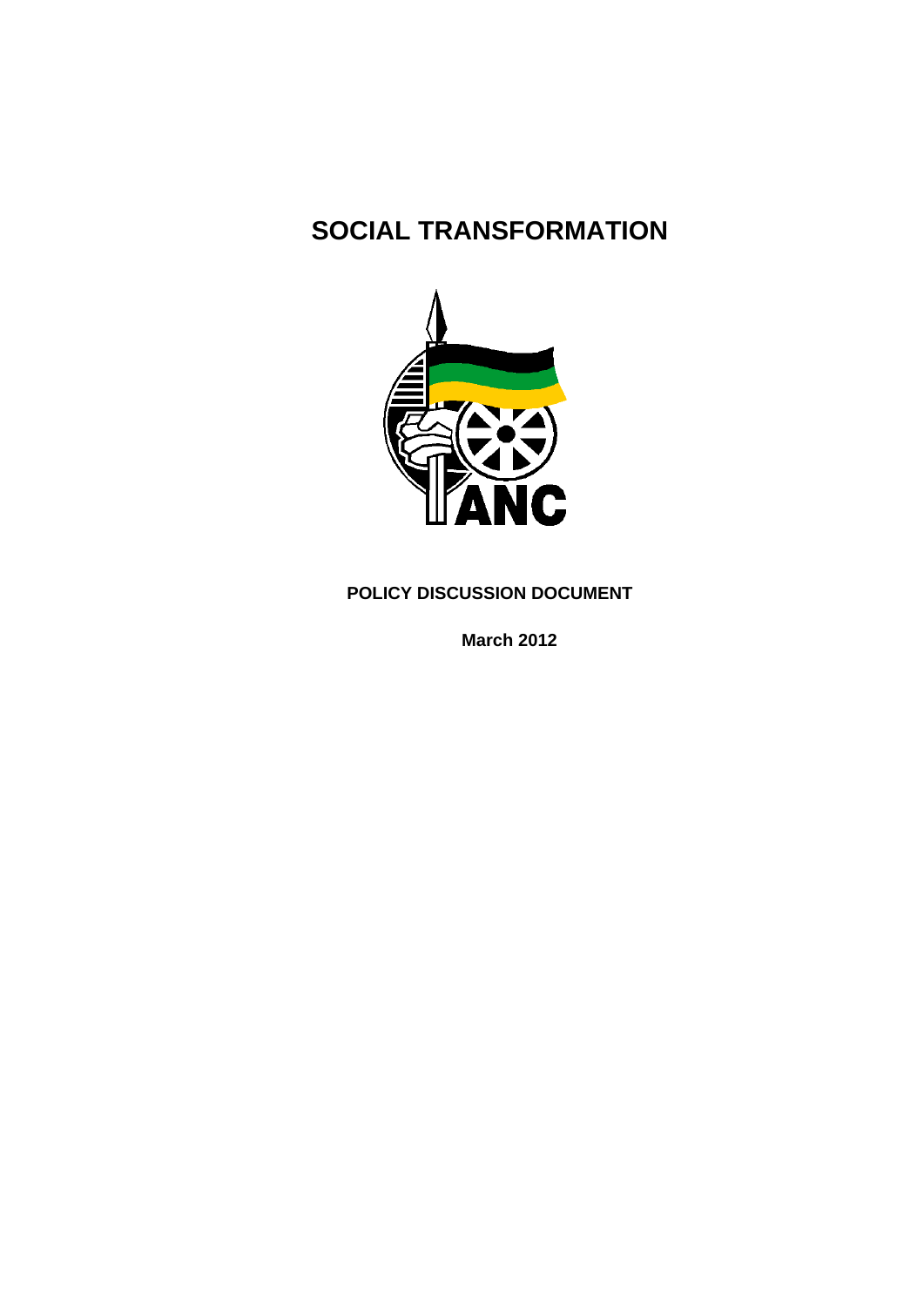# SOCIAL TRANSFORMATION

**POLICY DISCUSSION DOCUMENT**

**March 2012**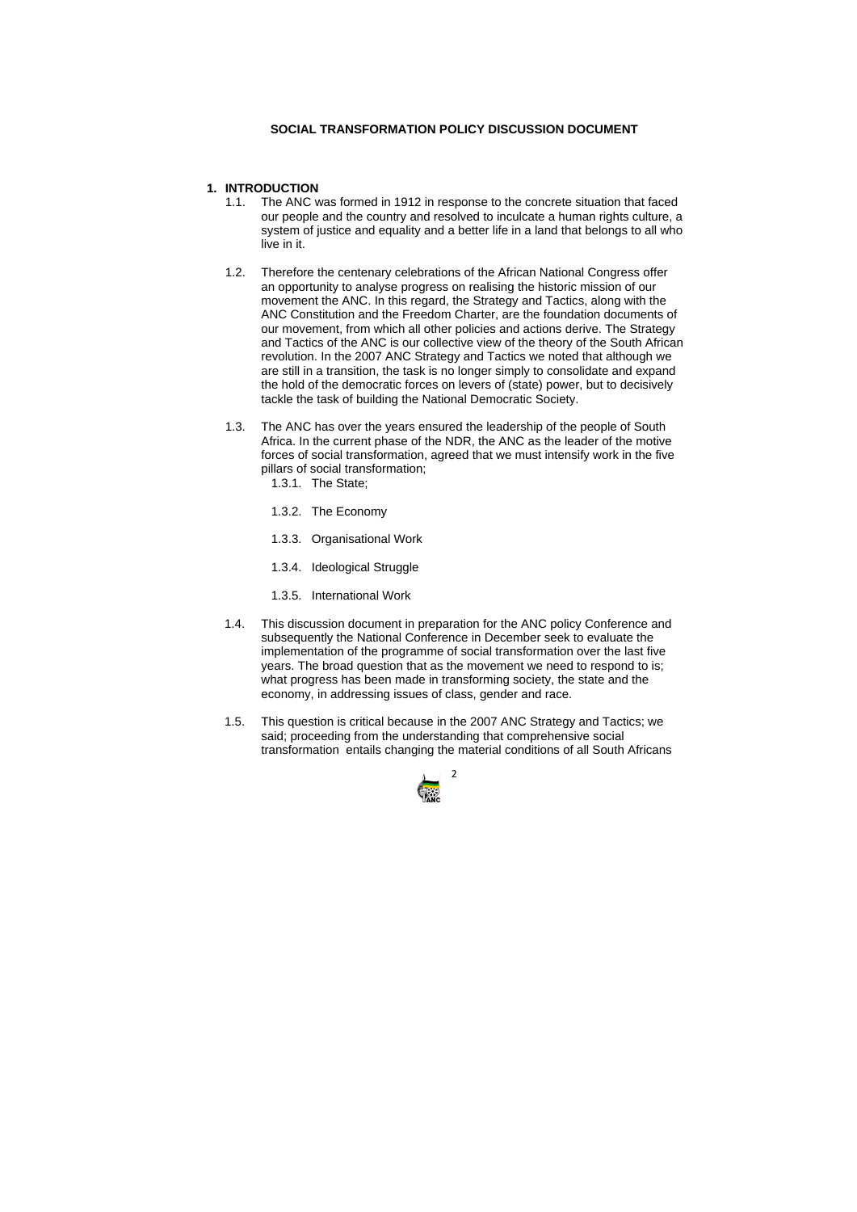**SOCIAL TRANSFORMATION POLICY DISCUSSION DOCUMENT**

## 1. INTRODUCTION

1.1. The ANC was formed in 1912 in response to the concrete situation that faced our people and the country and resolved to inculcate a human rights culture, a system of justice and equality and a better life in a land that belongs to all who live in it.

1.2. Therefore the centenary celebrations of the African National Congress offer an opportunity to analyse progress on realising the historic mission of our movement the ANC. In this regard, the Strategy and Tactics, along with the ANC Constitution and the Freedom Charter, are the foundation documents of our movement, from which all other policies and actions derive. The Strategy and Tactics of the ANC is our collective view of the theory of the South African revolution. In the 2007 ANC Strategy and Tactics we noted that although we are still in a transition, the task is no longer simply to consolidate and expand the hold of the democratic forces on levers of (state) power, but to decisively tackle the task of building the National Democratic Society.

1.3. The ANC has over the years ensured the leadership of the people of South Africa. In the current phase of the NDR, the ANC as the leader of the motive forces of social transformation, agreed that we must intensify work in the five pillars of social transformation;

1.3.1. The State;

1.3.2. The Economy

1.3.3. Organisational Work

1.3.4. Ideological Struggle

1.3.5. International Work

1.4. This discussion document in preparation for the ANC policy Conference and subsequently the National Conference in December seek to evaluate the implementation of the programme of social transformation over the last five years. The broad question that as the movement we need to respond to is; what progress has been made in transforming society, the state and the economy, in addressing issues of class, gender and race.

1.5. This question is critical because in the 2007 ANC Strategy and Tactics; we said; proceeding from the understanding that comprehensive social transformation entails changing the material conditions of all South Africans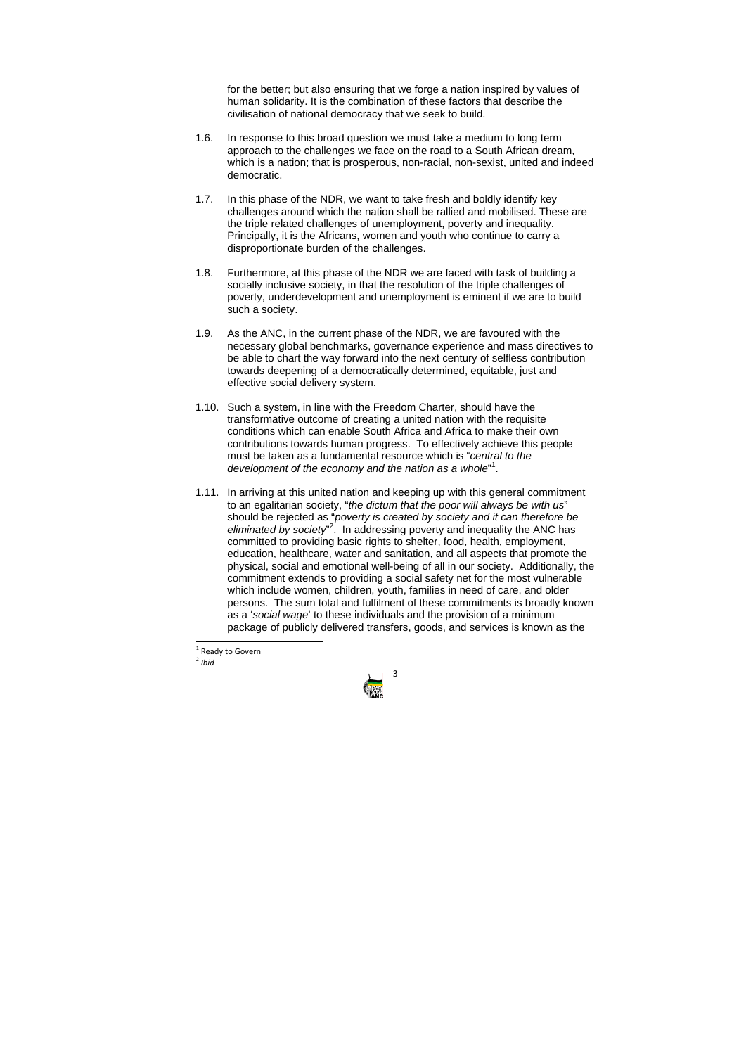for the better; but also ensuring that we forge a nation inspired by values of human solidarity. It is the combination of these factors that describe the civilisation of national democracy that we seek to build.

1.6. In response to this broad question we must take a medium to long term approach to the challenges we face on the road to a South African dream, which is a nation; that is prosperous, non-racial, non-sexist, united and indeed democratic.

1.7. In this phase of the NDR, we want to take fresh and boldly identify key challenges around which the nation shall be rallied and mobilised. These are the triple related challenges of unemployment, poverty and inequality. Principally, it is the Africans, women and youth who continue to carry a disproportionate burden of the challenges.

1.8. Furthermore, at this phase of the NDR we are faced with task of building a socially inclusive society, in that the resolution of the triple challenges of poverty, underdevelopment and unemployment is eminent if we are to build such a society.

1.9. As the ANC, in the current phase of the NDR, we are favoured with the necessary global benchmarks, governance experience and mass directives to be able to chart the way forward into the next century of selfless contribution towards deepening of a democratically determined, equitable, just and effective social delivery system.

1.10. Such a system, in line with the Freedom Charter, should have the transformative outcome of creating a united nation with the requisite conditions which can enable South Africa and Africa to make their own contributions towards human progress. To effectively achieve this people must be taken as a fundamental resource which is "*central to the development of the economy and the nation as a whole*"[1].

1.11. In arriving at this united nation and keeping up with this general commitment to an egalitarian society, "*the dictum that the poor will always be with us*" should be rejected as "*poverty is created by society and it can therefore be eliminated by society*"[2]. In addressing poverty and inequality the ANC has committed to providing basic rights to shelter, food, health, employment, education, healthcare, water and sanitation, and all aspects that promote the physical, social and emotional well-being of all in our society. Additionally, the commitment extends to providing a social safety net for the most vulnerable which include women, children, youth, families in need of care, and older persons. The sum total and fulfilment of these commitments is broadly known as a '*social wage*' to these individuals and the provision of a minimum package of publicly delivered transfers, goods, and services is known as the

[1] Ready to Govern
[2] *Ibid*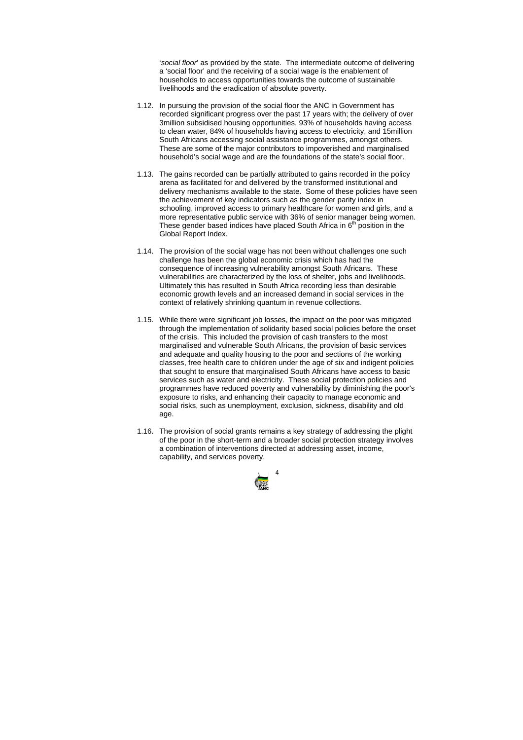'*social floor*' as provided by the state. The intermediate outcome of delivering a 'social floor' and the receiving of a social wage is the enablement of households to access opportunities towards the outcome of sustainable livelihoods and the eradication of absolute poverty.

1.12. In pursuing the provision of the social floor the ANC in Government has recorded significant progress over the past 17 years with; the delivery of over 3million subsidised housing opportunities, 93% of households having access to clean water, 84% of households having access to electricity, and 15million South Africans accessing social assistance programmes, amongst others. These are some of the major contributors to impoverished and marginalised household's social wage and are the foundations of the state's social floor.

1.13. The gains recorded can be partially attributed to gains recorded in the policy arena as facilitated for and delivered by the transformed institutional and delivery mechanisms available to the state. Some of these policies have seen the achievement of key indicators such as the gender parity index in schooling, improved access to primary healthcare for women and girls, and a more representative public service with 36% of senior manager being women. These gender based indices have placed South Africa in 6th position in the Global Report Index.

1.14. The provision of the social wage has not been without challenges one such challenge has been the global economic crisis which has had the consequence of increasing vulnerability amongst South Africans. These vulnerabilities are characterized by the loss of shelter, jobs and livelihoods. Ultimately this has resulted in South Africa recording less than desirable economic growth levels and an increased demand in social services in the context of relatively shrinking quantum in revenue collections.

1.15. While there were significant job losses, the impact on the poor was mitigated through the implementation of solidarity based social policies before the onset of the crisis. This included the provision of cash transfers to the most marginalised and vulnerable South Africans, the provision of basic services and adequate and quality housing to the poor and sections of the working classes, free health care to children under the age of six and indigent policies that sought to ensure that marginalised South Africans have access to basic services such as water and electricity. These social protection policies and programmes have reduced poverty and vulnerability by diminishing the poor's exposure to risks, and enhancing their capacity to manage economic and social risks, such as unemployment, exclusion, sickness, disability and old age.

1.16. The provision of social grants remains a key strategy of addressing the plight of the poor in the short-term and a broader social protection strategy involves a combination of interventions directed at addressing asset, income, capability, and services poverty.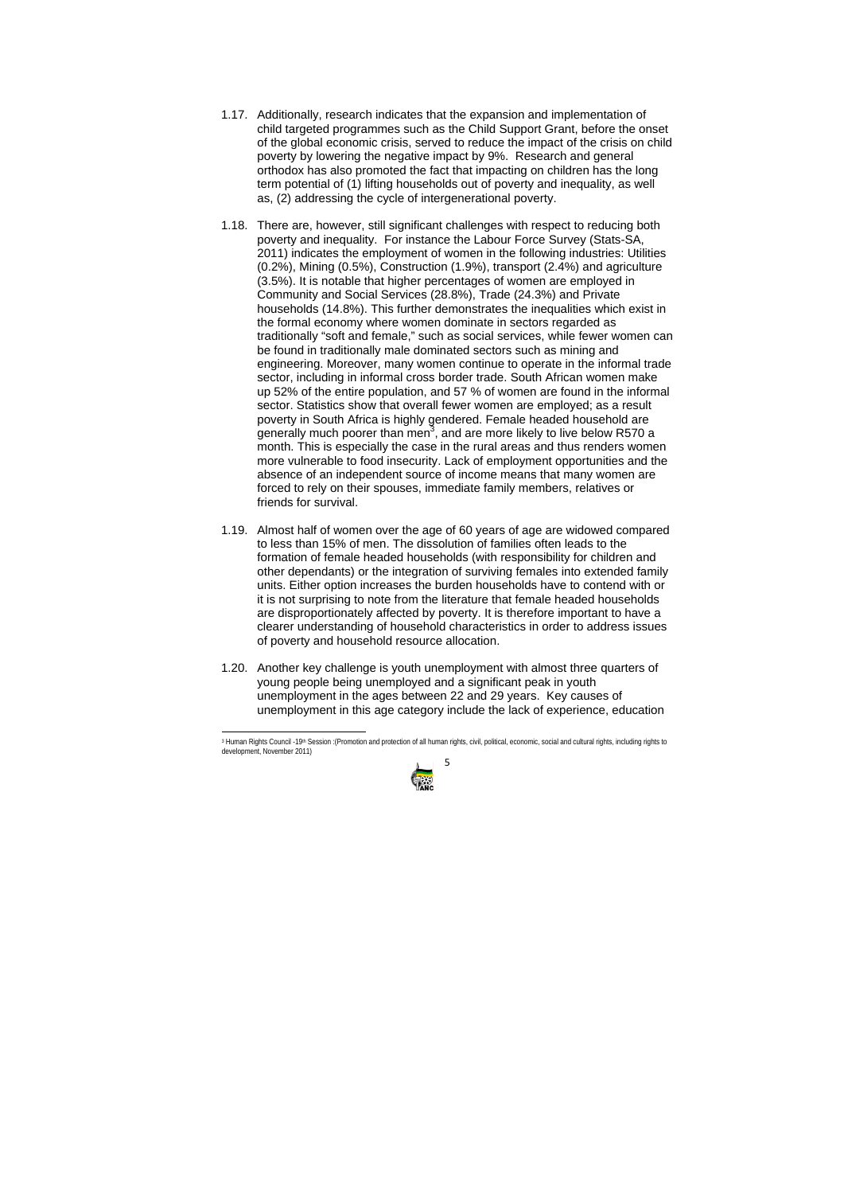1.17. Additionally, research indicates that the expansion and implementation of child targeted programmes such as the Child Support Grant, before the onset of the global economic crisis, served to reduce the impact of the crisis on child poverty by lowering the negative impact by 9%. Research and general orthodox has also promoted the fact that impacting on children has the long term potential of (1) lifting households out of poverty and inequality, as well as, (2) addressing the cycle of intergenerational poverty.

1.18. There are, however, still significant challenges with respect to reducing both poverty and inequality. For instance the Labour Force Survey (Stats-SA, 2011) indicates the employment of women in the following industries: Utilities (0.2%), Mining (0.5%), Construction (1.9%), transport (2.4%) and agriculture (3.5%). It is notable that higher percentages of women are employed in Community and Social Services (28.8%), Trade (24.3%) and Private households (14.8%). This further demonstrates the inequalities which exist in the formal economy where women dominate in sectors regarded as traditionally "soft and female," such as social services, while fewer women can be found in traditionally male dominated sectors such as mining and engineering. Moreover, many women continue to operate in the informal trade sector, including in informal cross border trade. South African women make up 52% of the entire population, and 57 % of women are found in the informal sector. Statistics show that overall fewer women are employed; as a result poverty in South Africa is highly gendered. Female headed household are generally much poorer than men[3], and are more likely to live below R570 a month. This is especially the case in the rural areas and thus renders women more vulnerable to food insecurity. Lack of employment opportunities and the absence of an independent source of income means that many women are forced to rely on their spouses, immediate family members, relatives or friends for survival.

1.19. Almost half of women over the age of 60 years of age are widowed compared to less than 15% of men. The dissolution of families often leads to the formation of female headed households (with responsibility for children and other dependants) or the integration of surviving females into extended family units. Either option increases the burden households have to contend with or it is not surprising to note from the literature that female headed households are disproportionately affected by poverty. It is therefore important to have a clearer understanding of household characteristics in order to address issues of poverty and household resource allocation.

1.20. Another key challenge is youth unemployment with almost three quarters of young people being unemployed and a significant peak in youth unemployment in the ages between 22 and 29 years. Key causes of unemployment in this age category include the lack of experience, education

---

[3] Human Rights Council -19th Session :(Promotion and protection of all human rights, civil, political, economic, social and cultural rights, including rights to development, November 2011)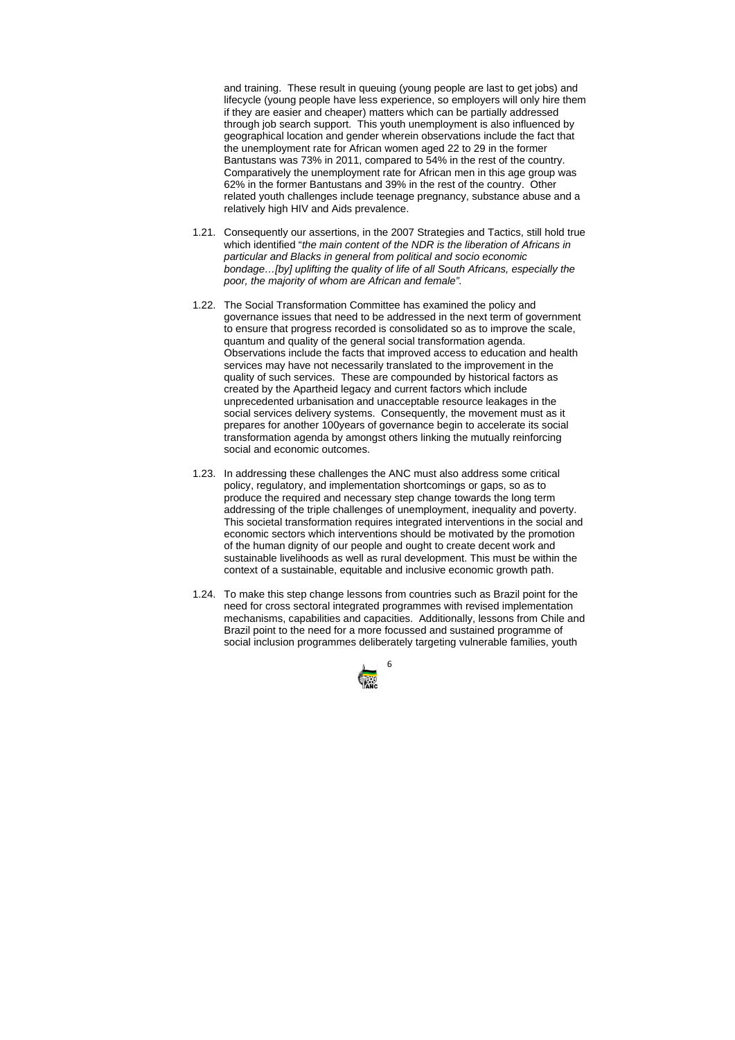and training. These result in queuing (young people are last to get jobs) and lifecycle (young people have less experience, so employers will only hire them if they are easier and cheaper) matters which can be partially addressed through job search support. This youth unemployment is also influenced by geographical location and gender wherein observations include the fact that the unemployment rate for African women aged 22 to 29 in the former Bantustans was 73% in 2011, compared to 54% in the rest of the country. Comparatively the unemployment rate for African men in this age group was 62% in the former Bantustans and 39% in the rest of the country. Other related youth challenges include teenage pregnancy, substance abuse and a relatively high HIV and Aids prevalence.

1.21. Consequently our assertions, in the 2007 Strategies and Tactics, still hold true which identified "*the main content of the NDR is the liberation of Africans in particular and Blacks in general from political and socio economic bondage…[by] uplifting the quality of life of all South Africans, especially the poor, the majority of whom are African and female".*

1.22. The Social Transformation Committee has examined the policy and governance issues that need to be addressed in the next term of government to ensure that progress recorded is consolidated so as to improve the scale, quantum and quality of the general social transformation agenda. Observations include the facts that improved access to education and health services may have not necessarily translated to the improvement in the quality of such services. These are compounded by historical factors as created by the Apartheid legacy and current factors which include unprecedented urbanisation and unacceptable resource leakages in the social services delivery systems. Consequently, the movement must as it prepares for another 100years of governance begin to accelerate its social transformation agenda by amongst others linking the mutually reinforcing social and economic outcomes.

1.23. In addressing these challenges the ANC must also address some critical policy, regulatory, and implementation shortcomings or gaps, so as to produce the required and necessary step change towards the long term addressing of the triple challenges of unemployment, inequality and poverty. This societal transformation requires integrated interventions in the social and economic sectors which interventions should be motivated by the promotion of the human dignity of our people and ought to create decent work and sustainable livelihoods as well as rural development. This must be within the context of a sustainable, equitable and inclusive economic growth path.

1.24. To make this step change lessons from countries such as Brazil point for the need for cross sectoral integrated programmes with revised implementation mechanisms, capabilities and capacities. Additionally, lessons from Chile and Brazil point to the need for a more focussed and sustained programme of social inclusion programmes deliberately targeting vulnerable families, youth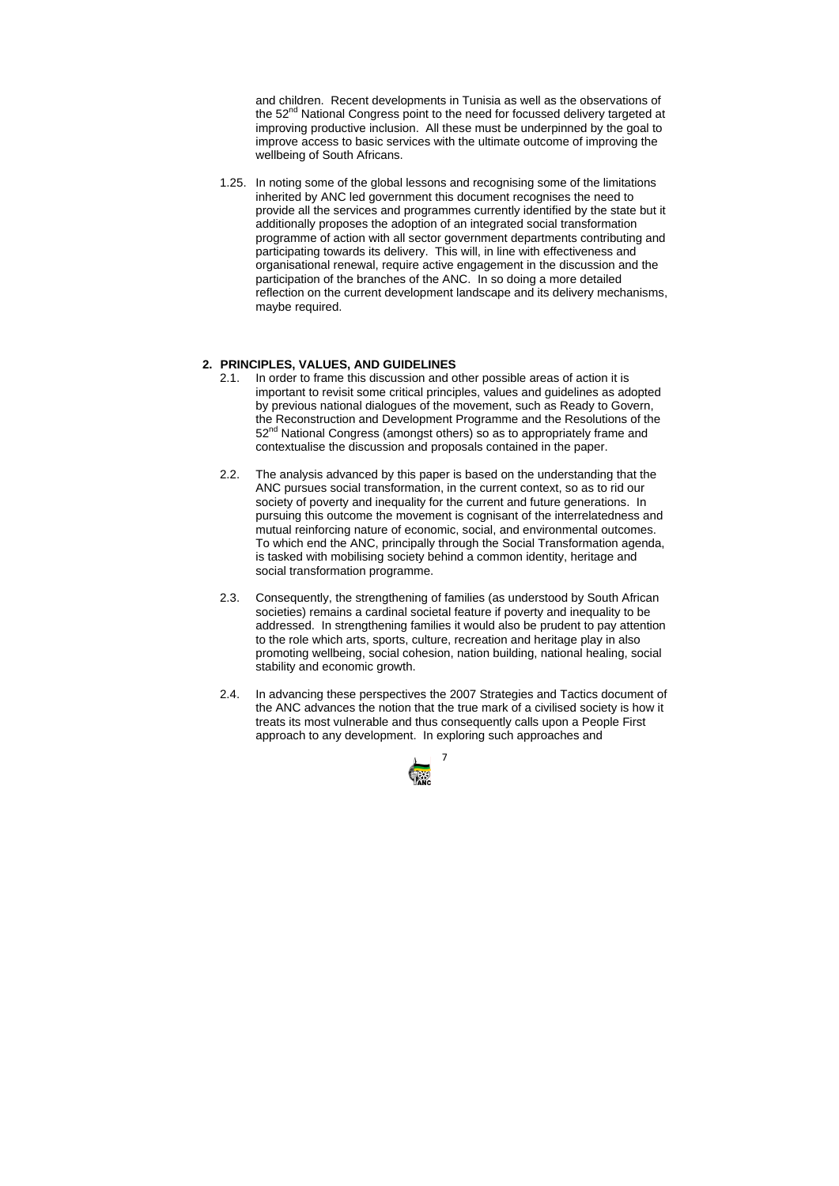and children. Recent developments in Tunisia as well as the observations of the 52nd National Congress point to the need for focussed delivery targeted at improving productive inclusion. All these must be underpinned by the goal to improve access to basic services with the ultimate outcome of improving the wellbeing of South Africans.

1.25. In noting some of the global lessons and recognising some of the limitations inherited by ANC led government this document recognises the need to provide all the services and programmes currently identified by the state but it additionally proposes the adoption of an integrated social transformation programme of action with all sector government departments contributing and participating towards its delivery. This will, in line with effectiveness and organisational renewal, require active engagement in the discussion and the participation of the branches of the ANC. In so doing a more detailed reflection on the current development landscape and its delivery mechanisms, maybe required.

## 2. PRINCIPLES, VALUES, AND GUIDELINES

2.1. In order to frame this discussion and other possible areas of action it is important to revisit some critical principles, values and guidelines as adopted by previous national dialogues of the movement, such as Ready to Govern, the Reconstruction and Development Programme and the Resolutions of the 52nd National Congress (amongst others) so as to appropriately frame and contextualise the discussion and proposals contained in the paper.

2.2. The analysis advanced by this paper is based on the understanding that the ANC pursues social transformation, in the current context, so as to rid our society of poverty and inequality for the current and future generations. In pursuing this outcome the movement is cognisant of the interrelatedness and mutual reinforcing nature of economic, social, and environmental outcomes. To which end the ANC, principally through the Social Transformation agenda, is tasked with mobilising society behind a common identity, heritage and social transformation programme.

2.3. Consequently, the strengthening of families (as understood by South African societies) remains a cardinal societal feature if poverty and inequality to be addressed. In strengthening families it would also be prudent to pay attention to the role which arts, sports, culture, recreation and heritage play in also promoting wellbeing, social cohesion, nation building, national healing, social stability and economic growth.

2.4. In advancing these perspectives the 2007 Strategies and Tactics document of the ANC advances the notion that the true mark of a civilised society is how it treats its most vulnerable and thus consequently calls upon a People First approach to any development. In exploring such approaches and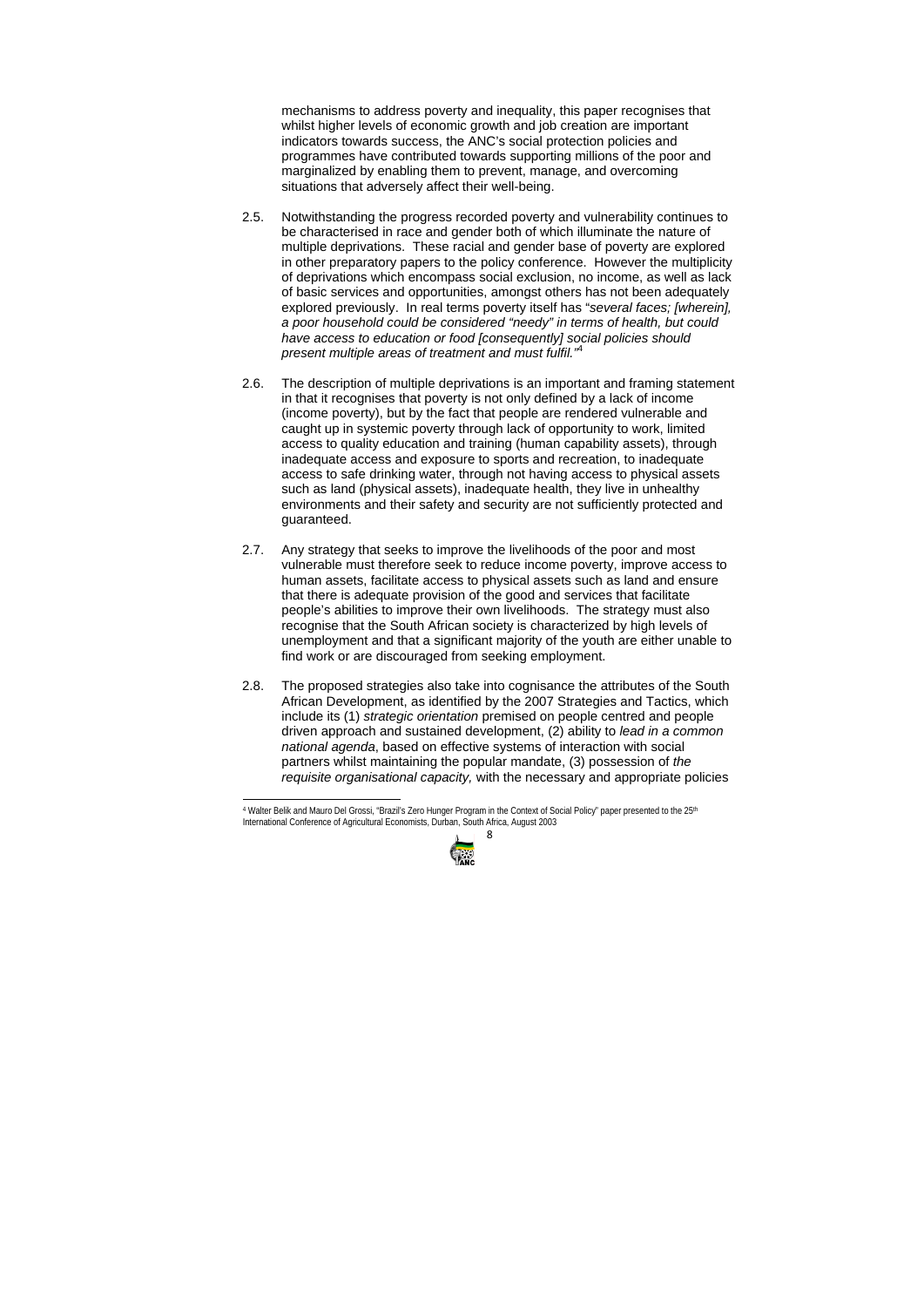mechanisms to address poverty and inequality, this paper recognises that whilst higher levels of economic growth and job creation are important indicators towards success, the ANC's social protection policies and programmes have contributed towards supporting millions of the poor and marginalized by enabling them to prevent, manage, and overcoming situations that adversely affect their well-being.

2.5. Notwithstanding the progress recorded poverty and vulnerability continues to be characterised in race and gender both of which illuminate the nature of multiple deprivations. These racial and gender base of poverty are explored in other preparatory papers to the policy conference. However the multiplicity of deprivations which encompass social exclusion, no income, as well as lack of basic services and opportunities, amongst others has not been adequately explored previously. In real terms poverty itself has "*several faces; [wherein], a poor household could be considered "needy" in terms of health, but could have access to education or food [consequently] social policies should present multiple areas of treatment and must fulfil.*"[4]

2.6. The description of multiple deprivations is an important and framing statement in that it recognises that poverty is not only defined by a lack of income (income poverty), but by the fact that people are rendered vulnerable and caught up in systemic poverty through lack of opportunity to work, limited access to quality education and training (human capability assets), through inadequate access and exposure to sports and recreation, to inadequate access to safe drinking water, through not having access to physical assets such as land (physical assets), inadequate health, they live in unhealthy environments and their safety and security are not sufficiently protected and guaranteed.

2.7. Any strategy that seeks to improve the livelihoods of the poor and most vulnerable must therefore seek to reduce income poverty, improve access to human assets, facilitate access to physical assets such as land and ensure that there is adequate provision of the good and services that facilitate people's abilities to improve their own livelihoods. The strategy must also recognise that the South African society is characterized by high levels of unemployment and that a significant majority of the youth are either unable to find work or are discouraged from seeking employment.

2.8. The proposed strategies also take into cognisance the attributes of the South African Development, as identified by the 2007 Strategies and Tactics, which include its (1) *strategic orientation* premised on people centred and people driven approach and sustained development, (2) ability to *lead in a common national agenda*, based on effective systems of interaction with social partners whilst maintaining the popular mandate, (3) possession of *the requisite organisational capacity,* with the necessary and appropriate policies

---

[4] Walter Belik and Mauro Del Grossi, "Brazil's Zero Hunger Program in the Context of Social Policy" paper presented to the 25th International Conference of Agricultural Economists, Durban, South Africa, August 2003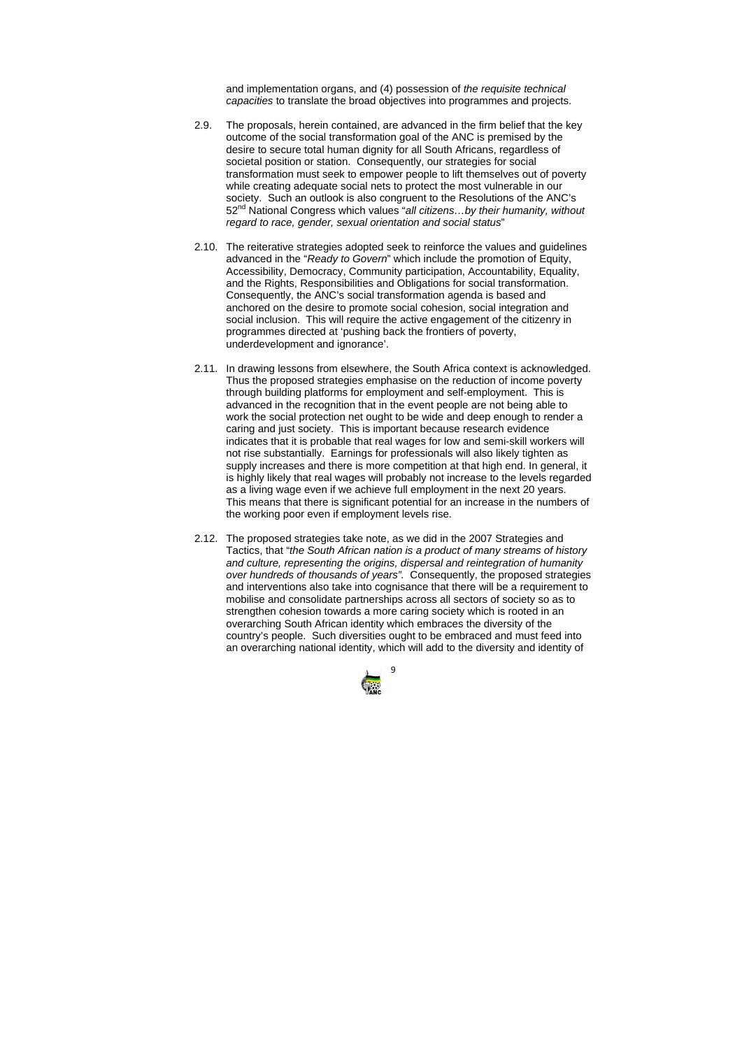and implementation organs, and (4) possession of *the requisite technical capacities* to translate the broad objectives into programmes and projects.

2.9. The proposals, herein contained, are advanced in the firm belief that the key outcome of the social transformation goal of the ANC is premised by the desire to secure total human dignity for all South Africans, regardless of societal position or station. Consequently, our strategies for social transformation must seek to empower people to lift themselves out of poverty while creating adequate social nets to protect the most vulnerable in our society. Such an outlook is also congruent to the Resolutions of the ANC's 52nd National Congress which values "*all citizens…by their humanity, without regard to race, gender, sexual orientation and social status*"

2.10. The reiterative strategies adopted seek to reinforce the values and guidelines advanced in the "*Ready to Govern*" which include the promotion of Equity, Accessibility, Democracy, Community participation, Accountability, Equality, and the Rights, Responsibilities and Obligations for social transformation. Consequently, the ANC's social transformation agenda is based and anchored on the desire to promote social cohesion, social integration and social inclusion. This will require the active engagement of the citizenry in programmes directed at 'pushing back the frontiers of poverty, underdevelopment and ignorance'.

2.11. In drawing lessons from elsewhere, the South Africa context is acknowledged. Thus the proposed strategies emphasise on the reduction of income poverty through building platforms for employment and self-employment. This is advanced in the recognition that in the event people are not being able to work the social protection net ought to be wide and deep enough to render a caring and just society. This is important because research evidence indicates that it is probable that real wages for low and semi-skill workers will not rise substantially. Earnings for professionals will also likely tighten as supply increases and there is more competition at that high end. In general, it is highly likely that real wages will probably not increase to the levels regarded as a living wage even if we achieve full employment in the next 20 years. This means that there is significant potential for an increase in the numbers of the working poor even if employment levels rise.

2.12. The proposed strategies take note, as we did in the 2007 Strategies and Tactics, that "*the South African nation is a product of many streams of history and culture, representing the origins, dispersal and reintegration of humanity over hundreds of thousands of years"*. Consequently, the proposed strategies and interventions also take into cognisance that there will be a requirement to mobilise and consolidate partnerships across all sectors of society so as to strengthen cohesion towards a more caring society which is rooted in an overarching South African identity which embraces the diversity of the country's people. Such diversities ought to be embraced and must feed into an overarching national identity, which will add to the diversity and identity of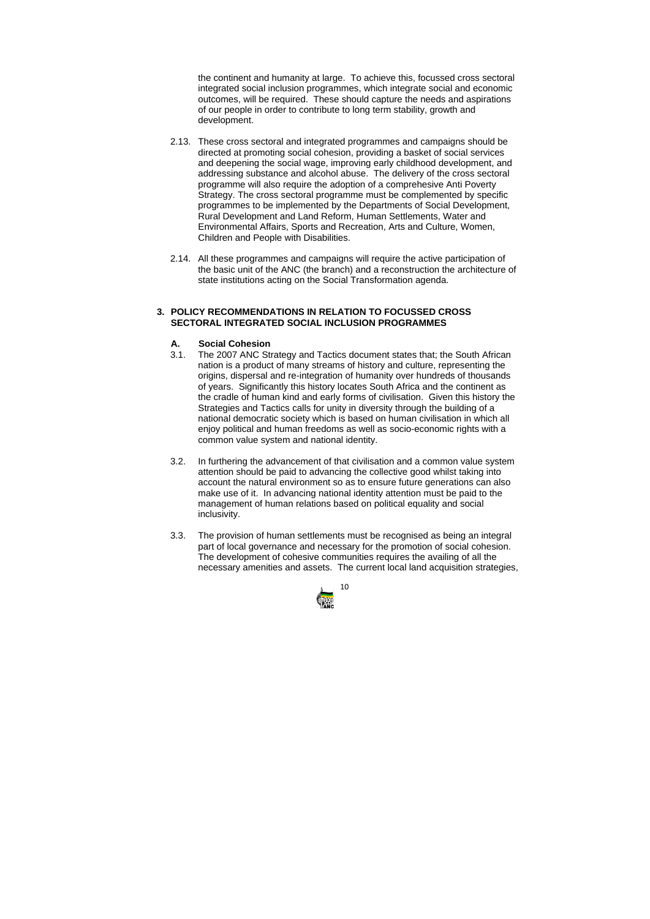the continent and humanity at large. To achieve this, focussed cross sectoral integrated social inclusion programmes, which integrate social and economic outcomes, will be required. These should capture the needs and aspirations of our people in order to contribute to long term stability, growth and development.

2.13. These cross sectoral and integrated programmes and campaigns should be directed at promoting social cohesion, providing a basket of social services and deepening the social wage, improving early childhood development, and addressing substance and alcohol abuse. The delivery of the cross sectoral programme will also require the adoption of a comprehesive Anti Poverty Strategy. The cross sectoral programme must be complemented by specific programmes to be implemented by the Departments of Social Development, Rural Development and Land Reform, Human Settlements, Water and Environmental Affairs, Sports and Recreation, Arts and Culture, Women, Children and People with Disabilities.

2.14. All these programmes and campaigns will require the active participation of the basic unit of the ANC (the branch) and a reconstruction the architecture of state institutions acting on the Social Transformation agenda.

## 3. POLICY RECOMMENDATIONS IN RELATION TO FOCUSSED CROSS SECTORAL INTEGRATED SOCIAL INCLUSION PROGRAMMES

### A. Social Cohesion

3.1. The 2007 ANC Strategy and Tactics document states that; the South African nation is a product of many streams of history and culture, representing the origins, dispersal and re-integration of humanity over hundreds of thousands of years. Significantly this history locates South Africa and the continent as the cradle of human kind and early forms of civilisation. Given this history the Strategies and Tactics calls for unity in diversity through the building of a national democratic society which is based on human civilisation in which all enjoy political and human freedoms as well as socio-economic rights with a common value system and national identity.

3.2. In furthering the advancement of that civilisation and a common value system attention should be paid to advancing the collective good whilst taking into account the natural environment so as to ensure future generations can also make use of it. In advancing national identity attention must be paid to the management of human relations based on political equality and social inclusivity.

3.3. The provision of human settlements must be recognised as being an integral part of local governance and necessary for the promotion of social cohesion. The development of cohesive communities requires the availing of all the necessary amenities and assets. The current local land acquisition strategies,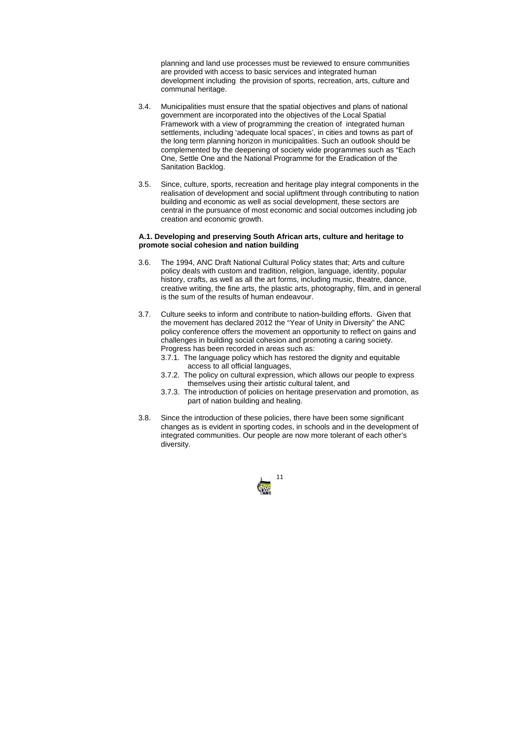planning and land use processes must be reviewed to ensure communities are provided with access to basic services and integrated human development including the provision of sports, recreation, arts, culture and communal heritage.

3.4. Municipalities must ensure that the spatial objectives and plans of national government are incorporated into the objectives of the Local Spatial Framework with a view of programming the creation of integrated human settlements, including 'adequate local spaces', in cities and towns as part of the long term planning horizon in municipalities. Such an outlook should be complemented by the deepening of society wide programmes such as "Each One, Settle One and the National Programme for the Eradication of the Sanitation Backlog.

3.5. Since, culture, sports, recreation and heritage play integral components in the realisation of development and social upliftment through contributing to nation building and economic as well as social development, these sectors are central in the pursuance of most economic and social outcomes including job creation and economic growth.

**A.1. Developing and preserving South African arts, culture and heritage to promote social cohesion and nation building**

3.6. The 1994, ANC Draft National Cultural Policy states that; Arts and culture policy deals with custom and tradition, religion, language, identity, popular history, crafts, as well as all the art forms, including music, theatre, dance, creative writing, the fine arts, the plastic arts, photography, film, and in general is the sum of the results of human endeavour.

3.7. Culture seeks to inform and contribute to nation-building efforts. Given that the movement has declared 2012 the "Year of Unity in Diversity" the ANC policy conference offers the movement an opportunity to reflect on gains and challenges in building social cohesion and promoting a caring society. Progress has been recorded in areas such as:
   - 3.7.1. The language policy which has restored the dignity and equitable access to all official languages,
   - 3.7.2. The policy on cultural expression, which allows our people to express themselves using their artistic cultural talent, and
   - 3.7.3. The introduction of policies on heritage preservation and promotion, as part of nation building and healing.

3.8. Since the introduction of these policies, there have been some significant changes as is evident in sporting codes, in schools and in the development of integrated communities. Our people are now more tolerant of each other's diversity.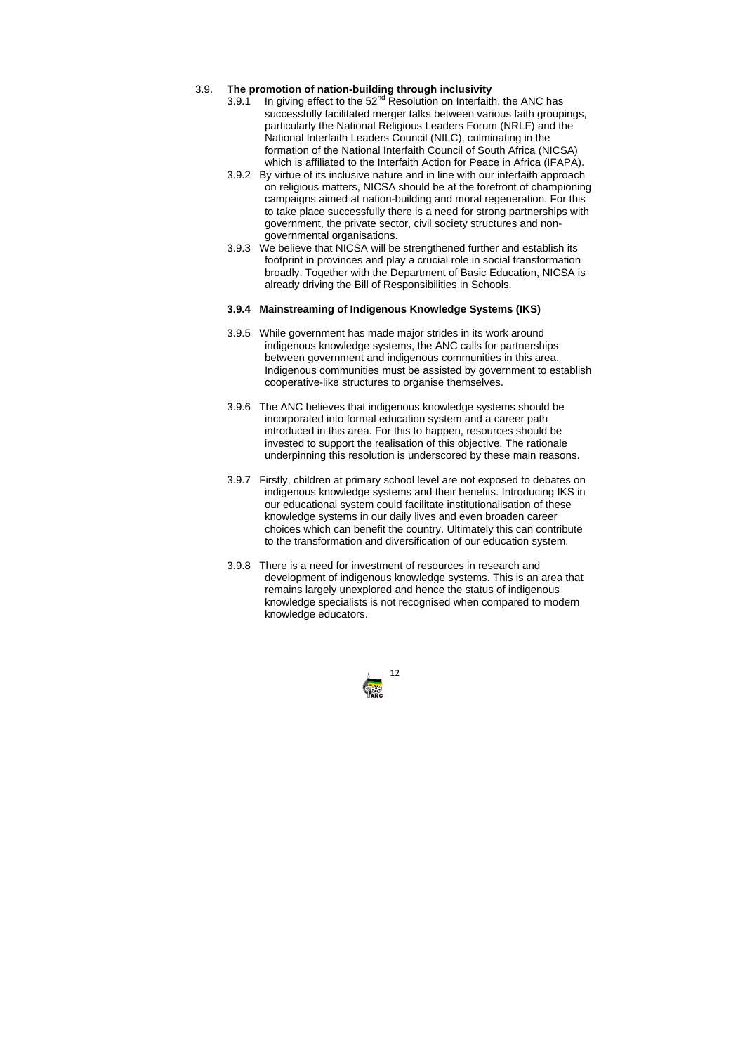3.9. **The promotion of nation-building through inclusivity**

3.9.1 In giving effect to the 52nd Resolution on Interfaith, the ANC has successfully facilitated merger talks between various faith groupings, particularly the National Religious Leaders Forum (NRLF) and the National Interfaith Leaders Council (NILC), culminating in the formation of the National Interfaith Council of South Africa (NICSA) which is affiliated to the Interfaith Action for Peace in Africa (IFAPA).

3.9.2 By virtue of its inclusive nature and in line with our interfaith approach on religious matters, NICSA should be at the forefront of championing campaigns aimed at nation-building and moral regeneration. For this to take place successfully there is a need for strong partnerships with government, the private sector, civil society structures and non-governmental organisations.

3.9.3 We believe that NICSA will be strengthened further and establish its footprint in provinces and play a crucial role in social transformation broadly. Together with the Department of Basic Education, NICSA is already driving the Bill of Responsibilities in Schools.

**3.9.4 Mainstreaming of Indigenous Knowledge Systems (IKS)**

3.9.5 While government has made major strides in its work around indigenous knowledge systems, the ANC calls for partnerships between government and indigenous communities in this area. Indigenous communities must be assisted by government to establish cooperative-like structures to organise themselves.

3.9.6 The ANC believes that indigenous knowledge systems should be incorporated into formal education system and a career path introduced in this area. For this to happen, resources should be invested to support the realisation of this objective. The rationale underpinning this resolution is underscored by these main reasons.

3.9.7 Firstly, children at primary school level are not exposed to debates on indigenous knowledge systems and their benefits. Introducing IKS in our educational system could facilitate institutionalisation of these knowledge systems in our daily lives and even broaden career choices which can benefit the country. Ultimately this can contribute to the transformation and diversification of our education system.

3.9.8 There is a need for investment of resources in research and development of indigenous knowledge systems. This is an area that remains largely unexplored and hence the status of indigenous knowledge specialists is not recognised when compared to modern knowledge educators.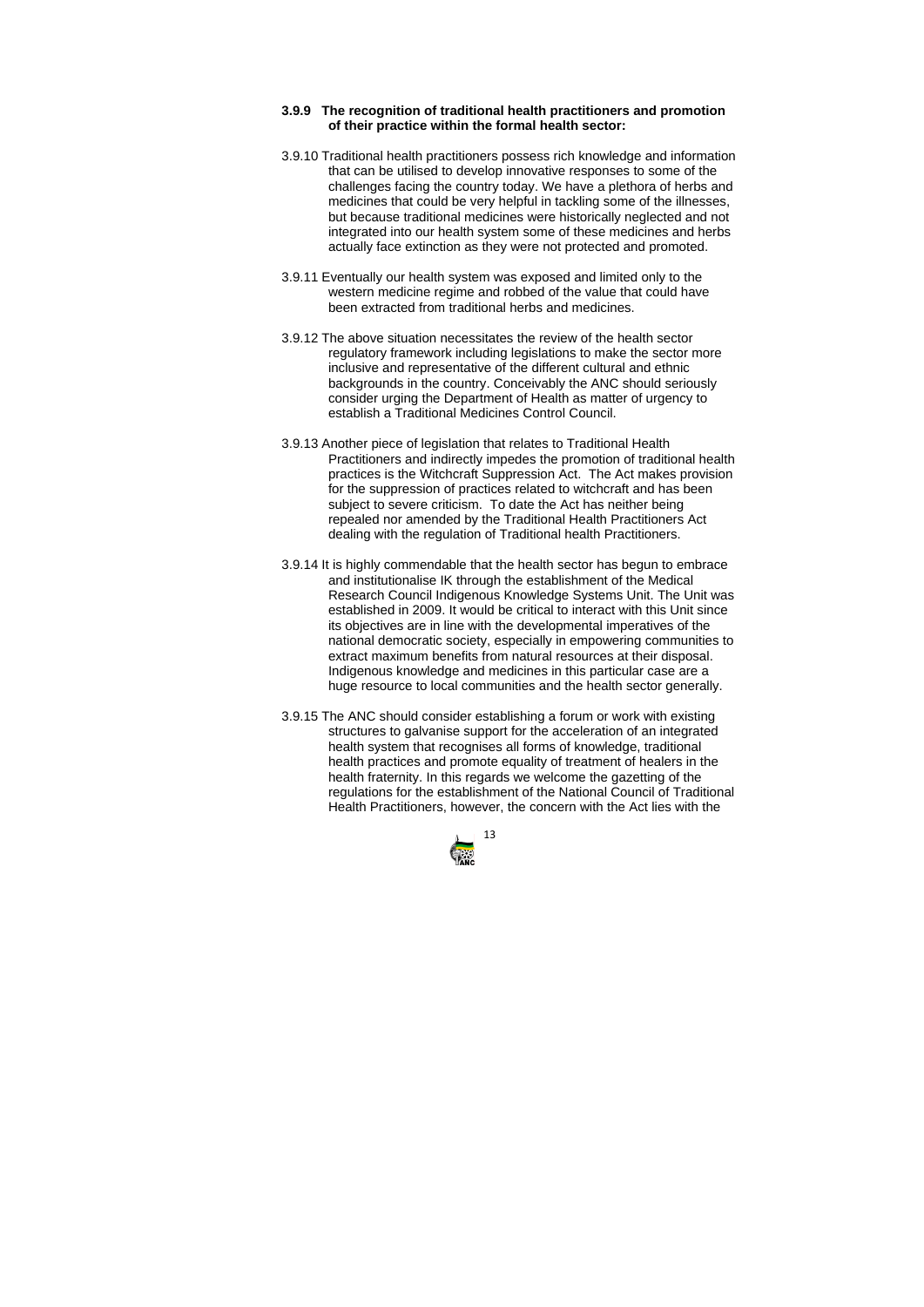**3.9.9 The recognition of traditional health practitioners and promotion of their practice within the formal health sector:**

3.9.10 Traditional health practitioners possess rich knowledge and information that can be utilised to develop innovative responses to some of the challenges facing the country today. We have a plethora of herbs and medicines that could be very helpful in tackling some of the illnesses, but because traditional medicines were historically neglected and not integrated into our health system some of these medicines and herbs actually face extinction as they were not protected and promoted.

3.9.11 Eventually our health system was exposed and limited only to the western medicine regime and robbed of the value that could have been extracted from traditional herbs and medicines.

3.9.12 The above situation necessitates the review of the health sector regulatory framework including legislations to make the sector more inclusive and representative of the different cultural and ethnic backgrounds in the country. Conceivably the ANC should seriously consider urging the Department of Health as matter of urgency to establish a Traditional Medicines Control Council.

3.9.13 Another piece of legislation that relates to Traditional Health Practitioners and indirectly impedes the promotion of traditional health practices is the Witchcraft Suppression Act. The Act makes provision for the suppression of practices related to witchcraft and has been subject to severe criticism. To date the Act has neither being repealed nor amended by the Traditional Health Practitioners Act dealing with the regulation of Traditional health Practitioners.

3.9.14 It is highly commendable that the health sector has begun to embrace and institutionalise IK through the establishment of the Medical Research Council Indigenous Knowledge Systems Unit. The Unit was established in 2009. It would be critical to interact with this Unit since its objectives are in line with the developmental imperatives of the national democratic society, especially in empowering communities to extract maximum benefits from natural resources at their disposal. Indigenous knowledge and medicines in this particular case are a huge resource to local communities and the health sector generally.

3.9.15 The ANC should consider establishing a forum or work with existing structures to galvanise support for the acceleration of an integrated health system that recognises all forms of knowledge, traditional health practices and promote equality of treatment of healers in the health fraternity. In this regards we welcome the gazetting of the regulations for the establishment of the National Council of Traditional Health Practitioners, however, the concern with the Act lies with the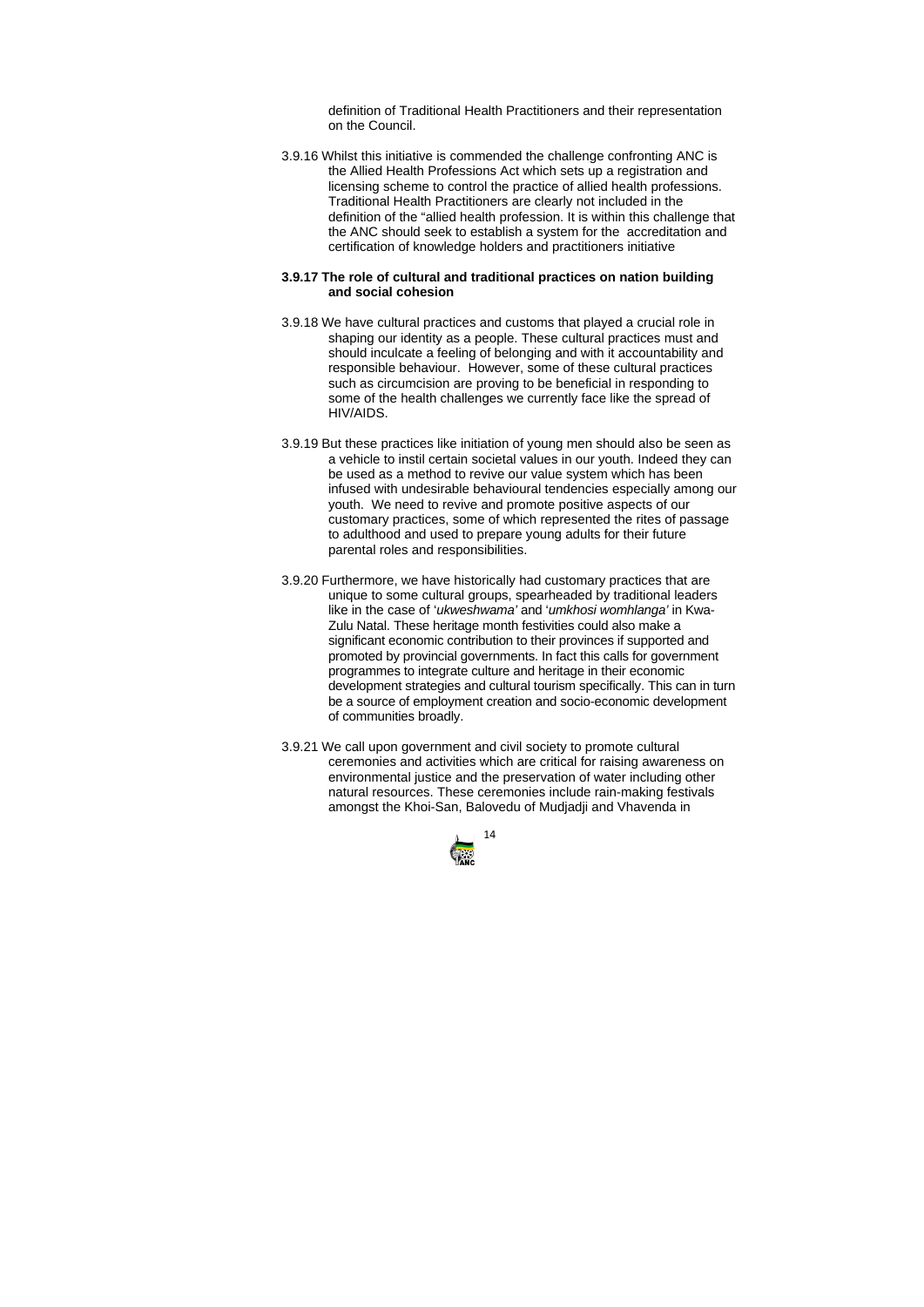definition of Traditional Health Practitioners and their representation on the Council.

3.9.16 Whilst this initiative is commended the challenge confronting ANC is the Allied Health Professions Act which sets up a registration and licensing scheme to control the practice of allied health professions. Traditional Health Practitioners are clearly not included in the definition of the "allied health profession. It is within this challenge that the ANC should seek to establish a system for the accreditation and certification of knowledge holders and practitioners initiative

**3.9.17 The role of cultural and traditional practices on nation building and social cohesion**

3.9.18 We have cultural practices and customs that played a crucial role in shaping our identity as a people. These cultural practices must and should inculcate a feeling of belonging and with it accountability and responsible behaviour. However, some of these cultural practices such as circumcision are proving to be beneficial in responding to some of the health challenges we currently face like the spread of HIV/AIDS.

3.9.19 But these practices like initiation of young men should also be seen as a vehicle to instil certain societal values in our youth. Indeed they can be used as a method to revive our value system which has been infused with undesirable behavioural tendencies especially among our youth. We need to revive and promote positive aspects of our customary practices, some of which represented the rites of passage to adulthood and used to prepare young adults for their future parental roles and responsibilities.

3.9.20 Furthermore, we have historically had customary practices that are unique to some cultural groups, spearheaded by traditional leaders like in the case of '*ukweshwama'* and '*umkhosi womhlanga'* in Kwa-Zulu Natal. These heritage month festivities could also make a significant economic contribution to their provinces if supported and promoted by provincial governments. In fact this calls for government programmes to integrate culture and heritage in their economic development strategies and cultural tourism specifically. This can in turn be a source of employment creation and socio-economic development of communities broadly.

3.9.21 We call upon government and civil society to promote cultural ceremonies and activities which are critical for raising awareness on environmental justice and the preservation of water including other natural resources. These ceremonies include rain-making festivals amongst the Khoi-San, Balovedu of Mudjadji and Vhavenda in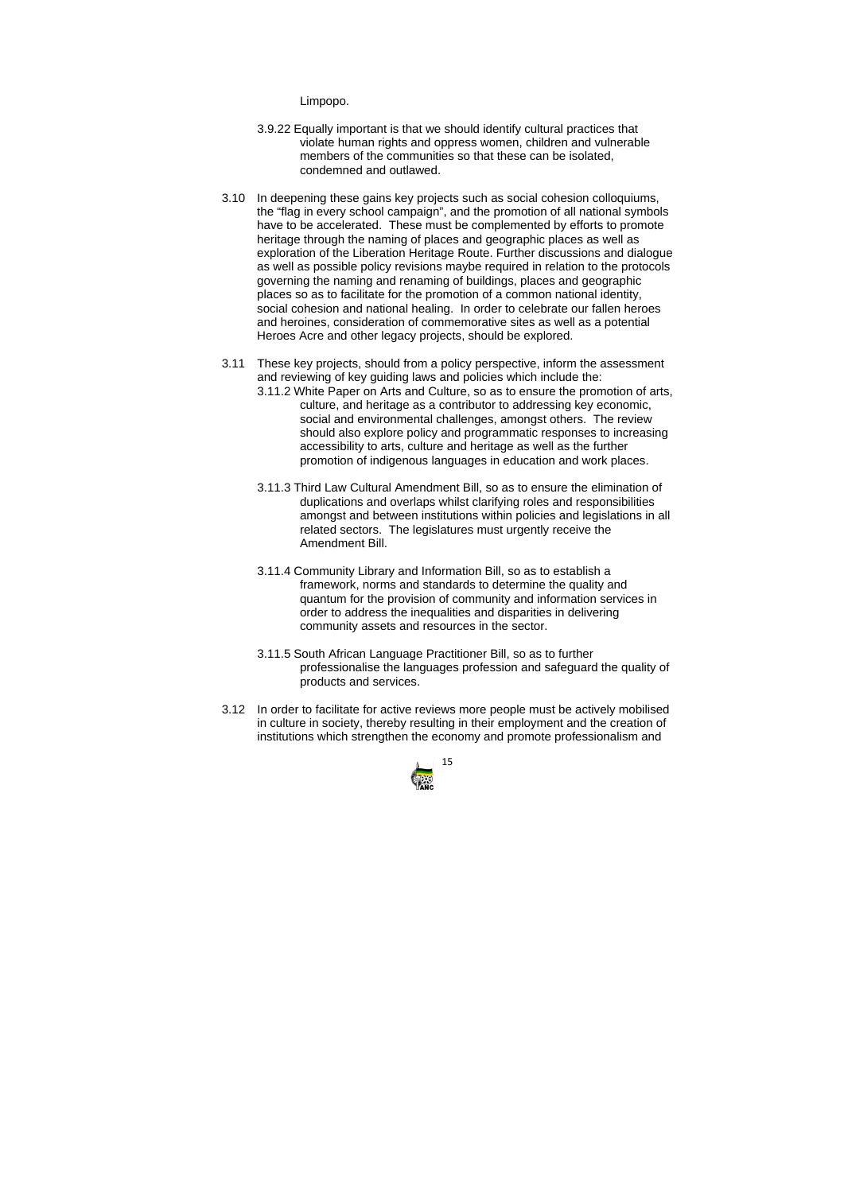Limpopo.

3.9.22 Equally important is that we should identify cultural practices that violate human rights and oppress women, children and vulnerable members of the communities so that these can be isolated, condemned and outlawed.

3.10 In deepening these gains key projects such as social cohesion colloquiums, the "flag in every school campaign", and the promotion of all national symbols have to be accelerated. These must be complemented by efforts to promote heritage through the naming of places and geographic places as well as exploration of the Liberation Heritage Route. Further discussions and dialogue as well as possible policy revisions maybe required in relation to the protocols governing the naming and renaming of buildings, places and geographic places so as to facilitate for the promotion of a common national identity, social cohesion and national healing. In order to celebrate our fallen heroes and heroines, consideration of commemorative sites as well as a potential Heroes Acre and other legacy projects, should be explored.

3.11 These key projects, should from a policy perspective, inform the assessment and reviewing of key guiding laws and policies which include the:

3.11.2 White Paper on Arts and Culture, so as to ensure the promotion of arts, culture, and heritage as a contributor to addressing key economic, social and environmental challenges, amongst others. The review should also explore policy and programmatic responses to increasing accessibility to arts, culture and heritage as well as the further promotion of indigenous languages in education and work places.

3.11.3 Third Law Cultural Amendment Bill, so as to ensure the elimination of duplications and overlaps whilst clarifying roles and responsibilities amongst and between institutions within policies and legislations in all related sectors. The legislatures must urgently receive the Amendment Bill.

3.11.4 Community Library and Information Bill, so as to establish a framework, norms and standards to determine the quality and quantum for the provision of community and information services in order to address the inequalities and disparities in delivering community assets and resources in the sector.

3.11.5 South African Language Practitioner Bill, so as to further professionalise the languages profession and safeguard the quality of products and services.

3.12 In order to facilitate for active reviews more people must be actively mobilised in culture in society, thereby resulting in their employment and the creation of institutions which strengthen the economy and promote professionalism and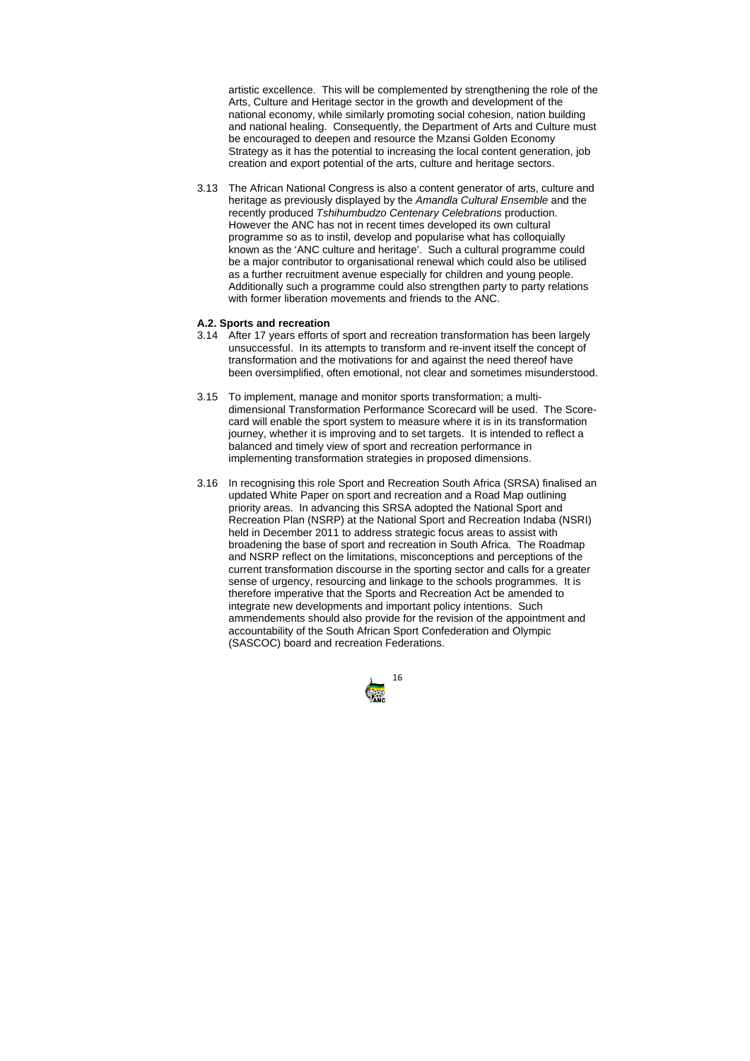artistic excellence. This will be complemented by strengthening the role of the Arts, Culture and Heritage sector in the growth and development of the national economy, while similarly promoting social cohesion, nation building and national healing. Consequently, the Department of Arts and Culture must be encouraged to deepen and resource the Mzansi Golden Economy Strategy as it has the potential to increasing the local content generation, job creation and export potential of the arts, culture and heritage sectors.

3.13 The African National Congress is also a content generator of arts, culture and heritage as previously displayed by the *Amandla Cultural Ensemble* and the recently produced *Tshihumbudzo Centenary Celebrations* production. However the ANC has not in recent times developed its own cultural programme so as to instil, develop and popularise what has colloquially known as the 'ANC culture and heritage'. Such a cultural programme could be a major contributor to organisational renewal which could also be utilised as a further recruitment avenue especially for children and young people. Additionally such a programme could also strengthen party to party relations with former liberation movements and friends to the ANC.

**A.2. Sports and recreation**

3.14 After 17 years efforts of sport and recreation transformation has been largely unsuccessful. In its attempts to transform and re-invent itself the concept of transformation and the motivations for and against the need thereof have been oversimplified, often emotional, not clear and sometimes misunderstood.

3.15 To implement, manage and monitor sports transformation; a multi-dimensional Transformation Performance Scorecard will be used. The Score-card will enable the sport system to measure where it is in its transformation journey, whether it is improving and to set targets. It is intended to reflect a balanced and timely view of sport and recreation performance in implementing transformation strategies in proposed dimensions.

3.16 In recognising this role Sport and Recreation South Africa (SRSA) finalised an updated White Paper on sport and recreation and a Road Map outlining priority areas. In advancing this SRSA adopted the National Sport and Recreation Plan (NSRP) at the National Sport and Recreation Indaba (NSRI) held in December 2011 to address strategic focus areas to assist with broadening the base of sport and recreation in South Africa. The Roadmap and NSRP reflect on the limitations, misconceptions and perceptions of the current transformation discourse in the sporting sector and calls for a greater sense of urgency, resourcing and linkage to the schools programmes. It is therefore imperative that the Sports and Recreation Act be amended to integrate new developments and important policy intentions. Such ammendements should also provide for the revision of the appointment and accountability of the South African Sport Confederation and Olympic (SASCOC) board and recreation Federations.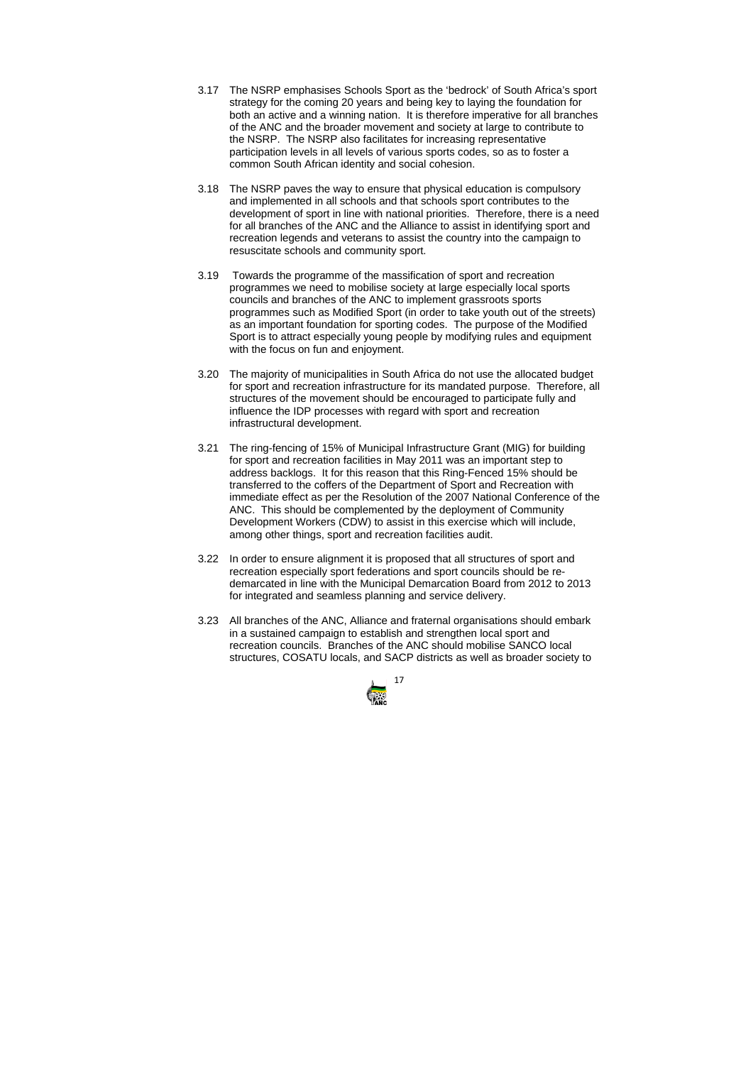3.17 The NSRP emphasises Schools Sport as the 'bedrock' of South Africa's sport strategy for the coming 20 years and being key to laying the foundation for both an active and a winning nation. It is therefore imperative for all branches of the ANC and the broader movement and society at large to contribute to the NSRP. The NSRP also facilitates for increasing representative participation levels in all levels of various sports codes, so as to foster a common South African identity and social cohesion.

3.18 The NSRP paves the way to ensure that physical education is compulsory and implemented in all schools and that schools sport contributes to the development of sport in line with national priorities. Therefore, there is a need for all branches of the ANC and the Alliance to assist in identifying sport and recreation legends and veterans to assist the country into the campaign to resuscitate schools and community sport.

3.19 Towards the programme of the massification of sport and recreation programmes we need to mobilise society at large especially local sports councils and branches of the ANC to implement grassroots sports programmes such as Modified Sport (in order to take youth out of the streets) as an important foundation for sporting codes. The purpose of the Modified Sport is to attract especially young people by modifying rules and equipment with the focus on fun and enjoyment.

3.20 The majority of municipalities in South Africa do not use the allocated budget for sport and recreation infrastructure for its mandated purpose. Therefore, all structures of the movement should be encouraged to participate fully and influence the IDP processes with regard with sport and recreation infrastructural development.

3.21 The ring-fencing of 15% of Municipal Infrastructure Grant (MIG) for building for sport and recreation facilities in May 2011 was an important step to address backlogs. It for this reason that this Ring-Fenced 15% should be transferred to the coffers of the Department of Sport and Recreation with immediate effect as per the Resolution of the 2007 National Conference of the ANC. This should be complemented by the deployment of Community Development Workers (CDW) to assist in this exercise which will include, among other things, sport and recreation facilities audit.

3.22 In order to ensure alignment it is proposed that all structures of sport and recreation especially sport federations and sport councils should be re-demarcated in line with the Municipal Demarcation Board from 2012 to 2013 for integrated and seamless planning and service delivery.

3.23 All branches of the ANC, Alliance and fraternal organisations should embark in a sustained campaign to establish and strengthen local sport and recreation councils. Branches of the ANC should mobilise SANCO local structures, COSATU locals, and SACP districts as well as broader society to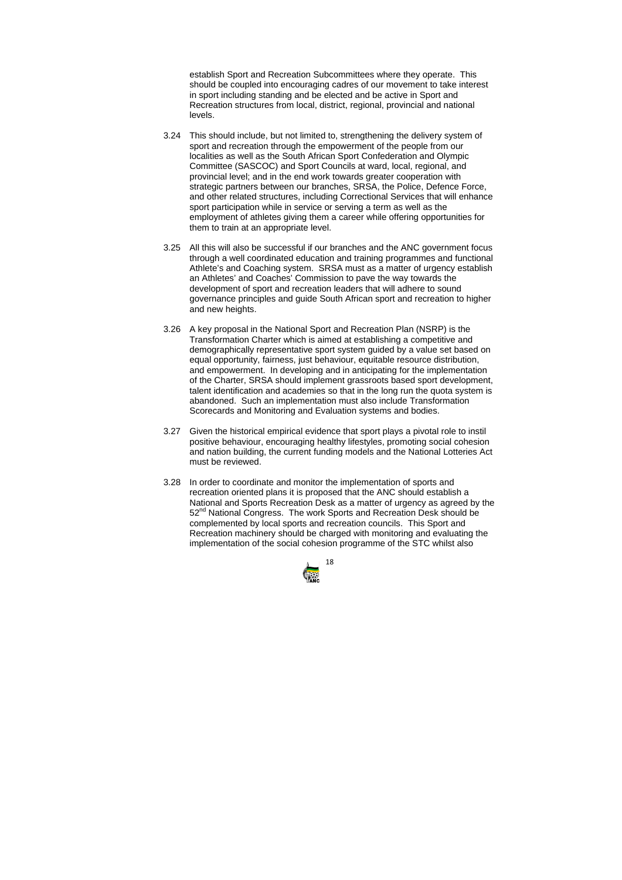establish Sport and Recreation Subcommittees where they operate. This should be coupled into encouraging cadres of our movement to take interest in sport including standing and be elected and be active in Sport and Recreation structures from local, district, regional, provincial and national levels.

3.24 This should include, but not limited to, strengthening the delivery system of sport and recreation through the empowerment of the people from our localities as well as the South African Sport Confederation and Olympic Committee (SASCOC) and Sport Councils at ward, local, regional, and provincial level; and in the end work towards greater cooperation with strategic partners between our branches, SRSA, the Police, Defence Force, and other related structures, including Correctional Services that will enhance sport participation while in service or serving a term as well as the employment of athletes giving them a career while offering opportunities for them to train at an appropriate level.

3.25 All this will also be successful if our branches and the ANC government focus through a well coordinated education and training programmes and functional Athlete's and Coaching system. SRSA must as a matter of urgency establish an Athletes' and Coaches' Commission to pave the way towards the development of sport and recreation leaders that will adhere to sound governance principles and guide South African sport and recreation to higher and new heights.

3.26 A key proposal in the National Sport and Recreation Plan (NSRP) is the Transformation Charter which is aimed at establishing a competitive and demographically representative sport system guided by a value set based on equal opportunity, fairness, just behaviour, equitable resource distribution, and empowerment. In developing and in anticipating for the implementation of the Charter, SRSA should implement grassroots based sport development, talent identification and academies so that in the long run the quota system is abandoned. Such an implementation must also include Transformation Scorecards and Monitoring and Evaluation systems and bodies.

3.27 Given the historical empirical evidence that sport plays a pivotal role to instil positive behaviour, encouraging healthy lifestyles, promoting social cohesion and nation building, the current funding models and the National Lotteries Act must be reviewed.

3.28 In order to coordinate and monitor the implementation of sports and recreation oriented plans it is proposed that the ANC should establish a National and Sports Recreation Desk as a matter of urgency as agreed by the 52nd National Congress. The work Sports and Recreation Desk should be complemented by local sports and recreation councils. This Sport and Recreation machinery should be charged with monitoring and evaluating the implementation of the social cohesion programme of the STC whilst also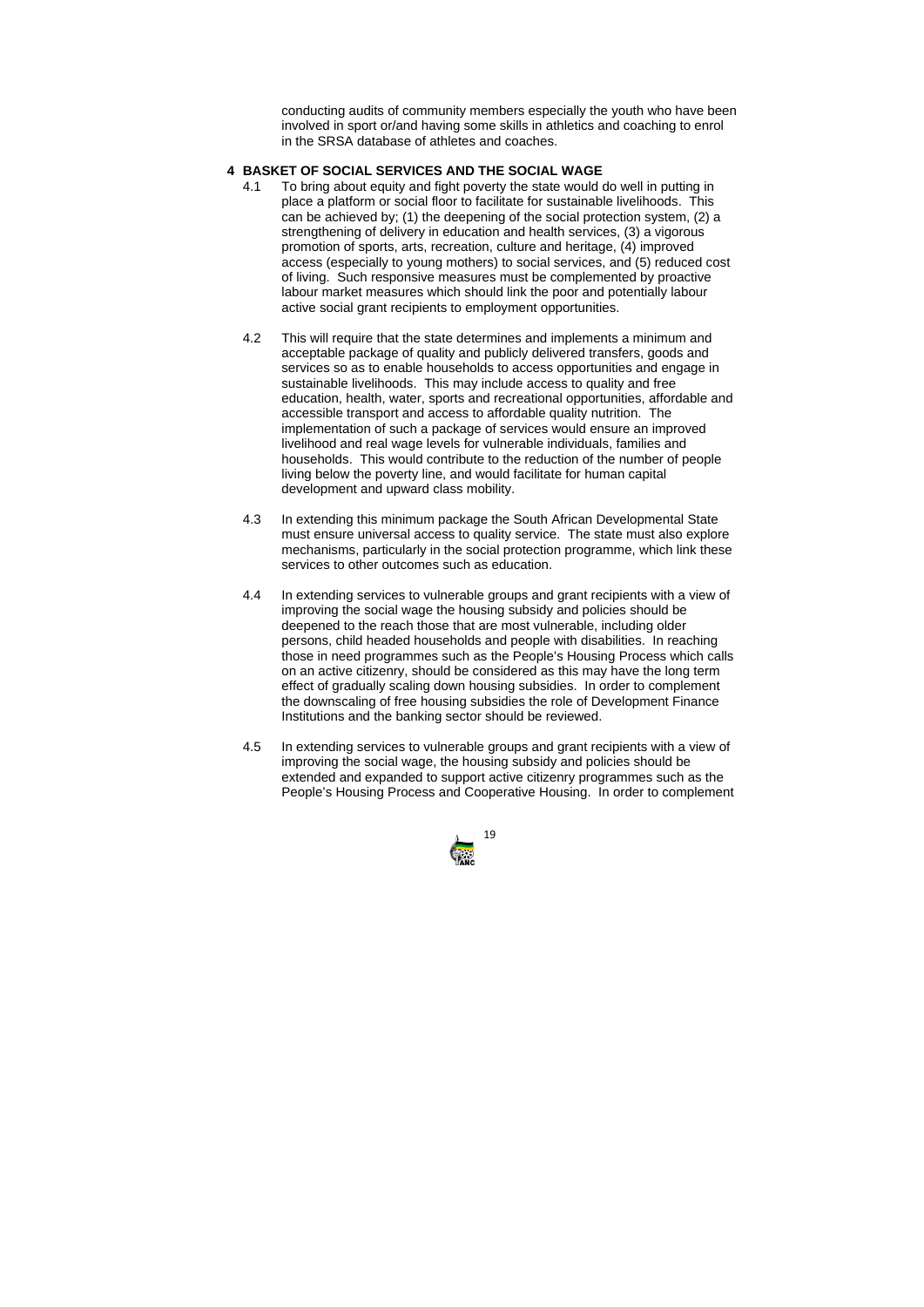conducting audits of community members especially the youth who have been involved in sport or/and having some skills in athletics and coaching to enrol in the SRSA database of athletes and coaches.

## 4 BASKET OF SOCIAL SERVICES AND THE SOCIAL WAGE

4.1 To bring about equity and fight poverty the state would do well in putting in place a platform or social floor to facilitate for sustainable livelihoods. This can be achieved by; (1) the deepening of the social protection system, (2) a strengthening of delivery in education and health services, (3) a vigorous promotion of sports, arts, recreation, culture and heritage, (4) improved access (especially to young mothers) to social services, and (5) reduced cost of living. Such responsive measures must be complemented by proactive labour market measures which should link the poor and potentially labour active social grant recipients to employment opportunities.

4.2 This will require that the state determines and implements a minimum and acceptable package of quality and publicly delivered transfers, goods and services so as to enable households to access opportunities and engage in sustainable livelihoods. This may include access to quality and free education, health, water, sports and recreational opportunities, affordable and accessible transport and access to affordable quality nutrition. The implementation of such a package of services would ensure an improved livelihood and real wage levels for vulnerable individuals, families and households. This would contribute to the reduction of the number of people living below the poverty line, and would facilitate for human capital development and upward class mobility.

4.3 In extending this minimum package the South African Developmental State must ensure universal access to quality service. The state must also explore mechanisms, particularly in the social protection programme, which link these services to other outcomes such as education.

4.4 In extending services to vulnerable groups and grant recipients with a view of improving the social wage the housing subsidy and policies should be deepened to the reach those that are most vulnerable, including older persons, child headed households and people with disabilities. In reaching those in need programmes such as the People's Housing Process which calls on an active citizenry, should be considered as this may have the long term effect of gradually scaling down housing subsidies. In order to complement the downscaling of free housing subsidies the role of Development Finance Institutions and the banking sector should be reviewed.

4.5 In extending services to vulnerable groups and grant recipients with a view of improving the social wage, the housing subsidy and policies should be extended and expanded to support active citizenry programmes such as the People's Housing Process and Cooperative Housing. In order to complement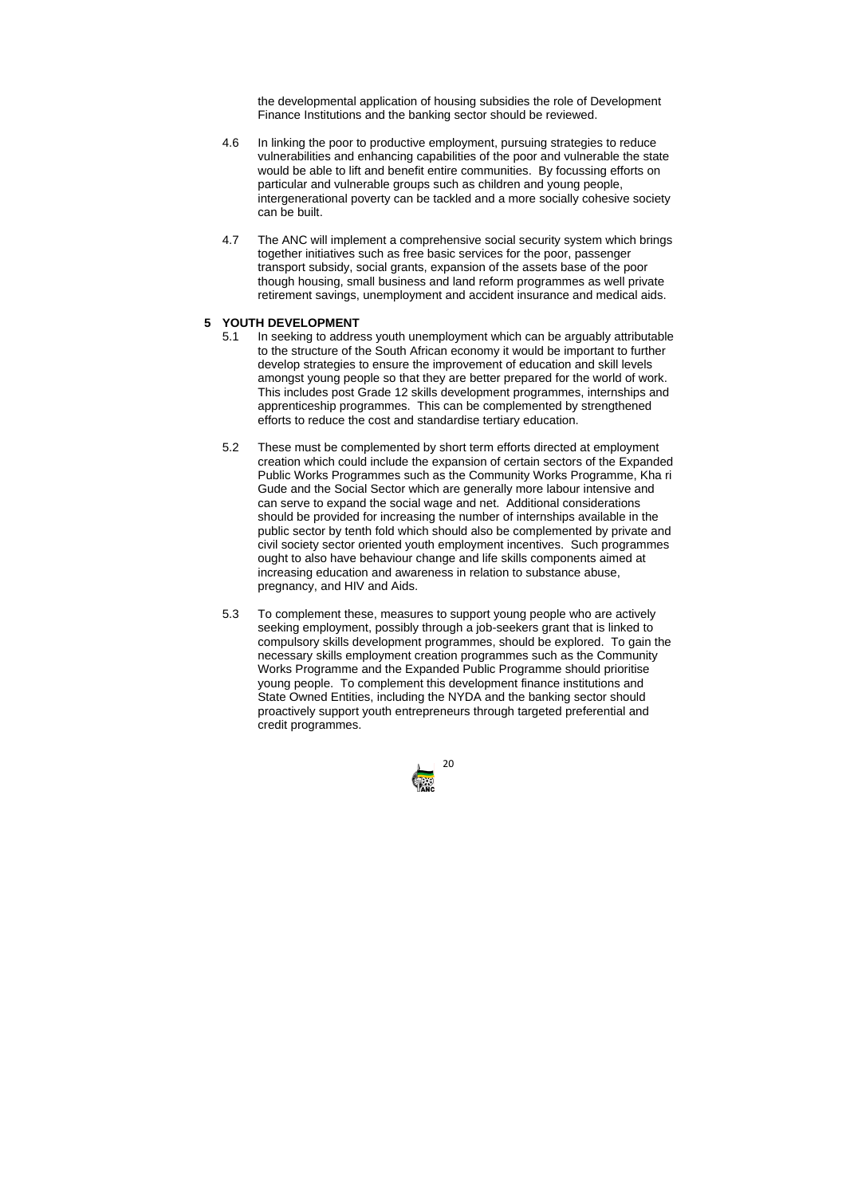the developmental application of housing subsidies the role of Development Finance Institutions and the banking sector should be reviewed.

4.6 In linking the poor to productive employment, pursuing strategies to reduce vulnerabilities and enhancing capabilities of the poor and vulnerable the state would be able to lift and benefit entire communities. By focussing efforts on particular and vulnerable groups such as children and young people, intergenerational poverty can be tackled and a more socially cohesive society can be built.

4.7 The ANC will implement a comprehensive social security system which brings together initiatives such as free basic services for the poor, passenger transport subsidy, social grants, expansion of the assets base of the poor though housing, small business and land reform programmes as well private retirement savings, unemployment and accident insurance and medical aids.

## 5 YOUTH DEVELOPMENT

5.1 In seeking to address youth unemployment which can be arguably attributable to the structure of the South African economy it would be important to further develop strategies to ensure the improvement of education and skill levels amongst young people so that they are better prepared for the world of work. This includes post Grade 12 skills development programmes, internships and apprenticeship programmes. This can be complemented by strengthened efforts to reduce the cost and standardise tertiary education.

5.2 These must be complemented by short term efforts directed at employment creation which could include the expansion of certain sectors of the Expanded Public Works Programmes such as the Community Works Programme, Kha ri Gude and the Social Sector which are generally more labour intensive and can serve to expand the social wage and net. Additional considerations should be provided for increasing the number of internships available in the public sector by tenth fold which should also be complemented by private and civil society sector oriented youth employment incentives. Such programmes ought to also have behaviour change and life skills components aimed at increasing education and awareness in relation to substance abuse, pregnancy, and HIV and Aids.

5.3 To complement these, measures to support young people who are actively seeking employment, possibly through a job-seekers grant that is linked to compulsory skills development programmes, should be explored. To gain the necessary skills employment creation programmes such as the Community Works Programme and the Expanded Public Programme should prioritise young people. To complement this development finance institutions and State Owned Entities, including the NYDA and the banking sector should proactively support youth entrepreneurs through targeted preferential and credit programmes.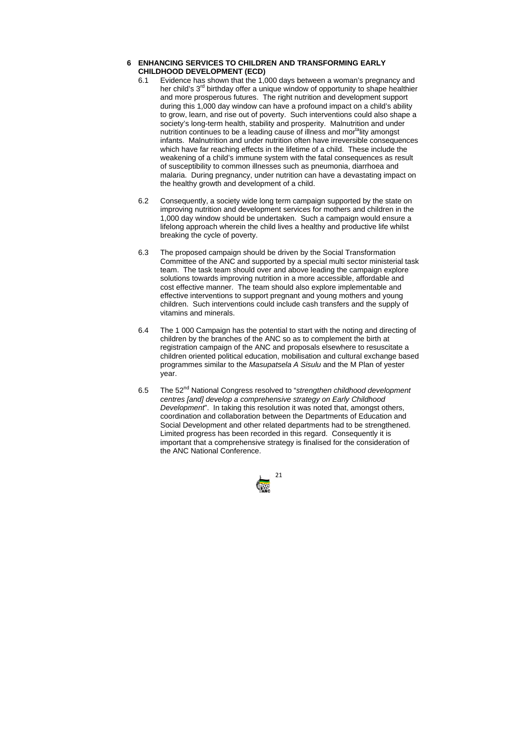## 6 ENHANCING SERVICES TO CHILDREN AND TRANSFORMING EARLY CHILDHOOD DEVELOPMENT (ECD)

6.1 Evidence has shown that the 1,000 days between a woman's pregnancy and her child's 3rd birthday offer a unique window of opportunity to shape healthier and more prosperous futures. The right nutrition and development support during this 1,000 day window can have a profound impact on a child's ability to grow, learn, and rise out of poverty. Such interventions could also shape a society's long-term health, stability and prosperity. Malnutrition and under nutrition continues to be a leading cause of illness and mortality amongst infants. Malnutrition and under nutrition often have irreversible consequences which have far reaching effects in the lifetime of a child. These include the weakening of a child's immune system with the fatal consequences as result of susceptibility to common illnesses such as pneumonia, diarrhoea and malaria. During pregnancy, under nutrition can have a devastating impact on the healthy growth and development of a child.

6.2 Consequently, a society wide long term campaign supported by the state on improving nutrition and development services for mothers and children in the 1,000 day window should be undertaken. Such a campaign would ensure a lifelong approach wherein the child lives a healthy and productive life whilst breaking the cycle of poverty.

6.3 The proposed campaign should be driven by the Social Transformation Committee of the ANC and supported by a special multi sector ministerial task team. The task team should over and above leading the campaign explore solutions towards improving nutrition in a more accessible, affordable and cost effective manner. The team should also explore implementable and effective interventions to support pregnant and young mothers and young children. Such interventions could include cash transfers and the supply of vitamins and minerals.

6.4 The 1 000 Campaign has the potential to start with the noting and directing of children by the branches of the ANC so as to complement the birth at registration campaign of the ANC and proposals elsewhere to resuscitate a children oriented political education, mobilisation and cultural exchange based programmes similar to the *Masupatsela A Sisulu* and the M Plan of yester year.

6.5 The 52nd National Congress resolved to "*strengthen childhood development centres [and] develop a comprehensive strategy on Early Childhood Development*". In taking this resolution it was noted that, amongst others, coordination and collaboration between the Departments of Education and Social Development and other related departments had to be strengthened. Limited progress has been recorded in this regard. Consequently it is important that a comprehensive strategy is finalised for the consideration of the ANC National Conference.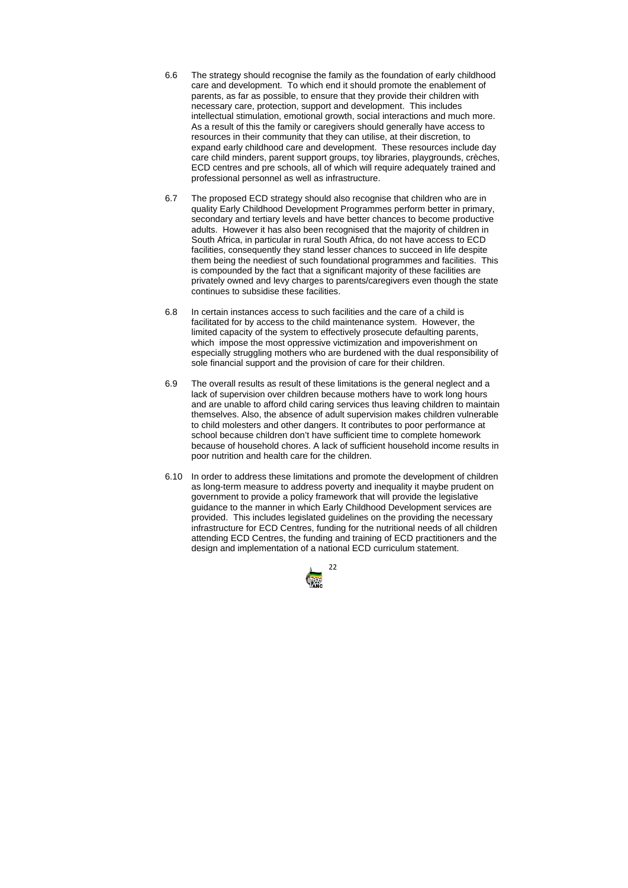6.6 The strategy should recognise the family as the foundation of early childhood care and development. To which end it should promote the enablement of parents, as far as possible, to ensure that they provide their children with necessary care, protection, support and development. This includes intellectual stimulation, emotional growth, social interactions and much more. As a result of this the family or caregivers should generally have access to resources in their community that they can utilise, at their discretion, to expand early childhood care and development. These resources include day care child minders, parent support groups, toy libraries, playgrounds, crèches, ECD centres and pre schools, all of which will require adequately trained and professional personnel as well as infrastructure.

6.7 The proposed ECD strategy should also recognise that children who are in quality Early Childhood Development Programmes perform better in primary, secondary and tertiary levels and have better chances to become productive adults. However it has also been recognised that the majority of children in South Africa, in particular in rural South Africa, do not have access to ECD facilities, consequently they stand lesser chances to succeed in life despite them being the neediest of such foundational programmes and facilities. This is compounded by the fact that a significant majority of these facilities are privately owned and levy charges to parents/caregivers even though the state continues to subsidise these facilities.

6.8 In certain instances access to such facilities and the care of a child is facilitated for by access to the child maintenance system. However, the limited capacity of the system to effectively prosecute defaulting parents, which impose the most oppressive victimization and impoverishment on especially struggling mothers who are burdened with the dual responsibility of sole financial support and the provision of care for their children.

6.9 The overall results as result of these limitations is the general neglect and a lack of supervision over children because mothers have to work long hours and are unable to afford child caring services thus leaving children to maintain themselves. Also, the absence of adult supervision makes children vulnerable to child molesters and other dangers. It contributes to poor performance at school because children don't have sufficient time to complete homework because of household chores. A lack of sufficient household income results in poor nutrition and health care for the children.

6.10 In order to address these limitations and promote the development of children as long-term measure to address poverty and inequality it maybe prudent on government to provide a policy framework that will provide the legislative guidance to the manner in which Early Childhood Development services are provided. This includes legislated guidelines on the providing the necessary infrastructure for ECD Centres, funding for the nutritional needs of all children attending ECD Centres, the funding and training of ECD practitioners and the design and implementation of a national ECD curriculum statement.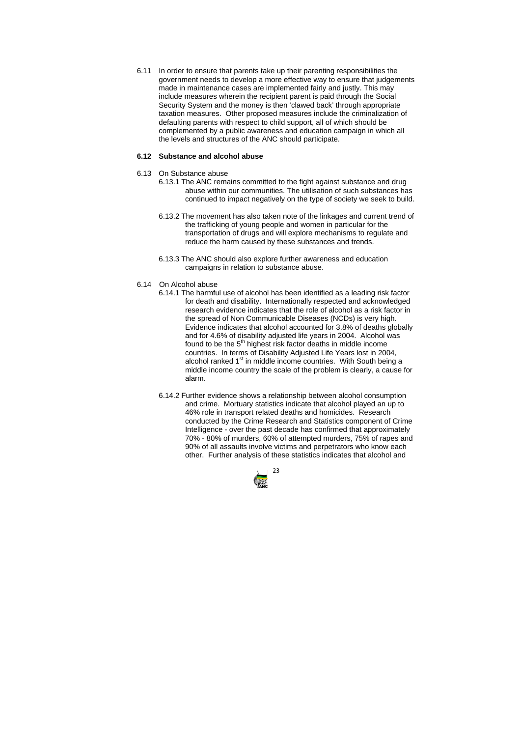6.11 In order to ensure that parents take up their parenting responsibilities the government needs to develop a more effective way to ensure that judgements made in maintenance cases are implemented fairly and justly. This may include measures wherein the recipient parent is paid through the Social Security System and the money is then 'clawed back' through appropriate taxation measures. Other proposed measures include the criminalization of defaulting parents with respect to child support, all of which should be complemented by a public awareness and education campaign in which all the levels and structures of the ANC should participate.

**6.12 Substance and alcohol abuse**

6.13 On Substance abuse

6.13.1 The ANC remains committed to the fight against substance and drug abuse within our communities. The utilisation of such substances has continued to impact negatively on the type of society we seek to build.

6.13.2 The movement has also taken note of the linkages and current trend of the trafficking of young people and women in particular for the transportation of drugs and will explore mechanisms to regulate and reduce the harm caused by these substances and trends.

6.13.3 The ANC should also explore further awareness and education campaigns in relation to substance abuse.

6.14 On Alcohol abuse

6.14.1 The harmful use of alcohol has been identified as a leading risk factor for death and disability. Internationally respected and acknowledged research evidence indicates that the role of alcohol as a risk factor in the spread of Non Communicable Diseases (NCDs) is very high. Evidence indicates that alcohol accounted for 3.8% of deaths globally and for 4.6% of disability adjusted life years in 2004. Alcohol was found to be the 5th highest risk factor deaths in middle income countries. In terms of Disability Adjusted Life Years lost in 2004, alcohol ranked 1st in middle income countries. With South being a middle income country the scale of the problem is clearly, a cause for alarm.

6.14.2 Further evidence shows a relationship between alcohol consumption and crime. Mortuary statistics indicate that alcohol played an up to 46% role in transport related deaths and homicides. Research conducted by the Crime Research and Statistics component of Crime Intelligence - over the past decade has confirmed that approximately 70% - 80% of murders, 60% of attempted murders, 75% of rapes and 90% of all assaults involve victims and perpetrators who know each other. Further analysis of these statistics indicates that alcohol and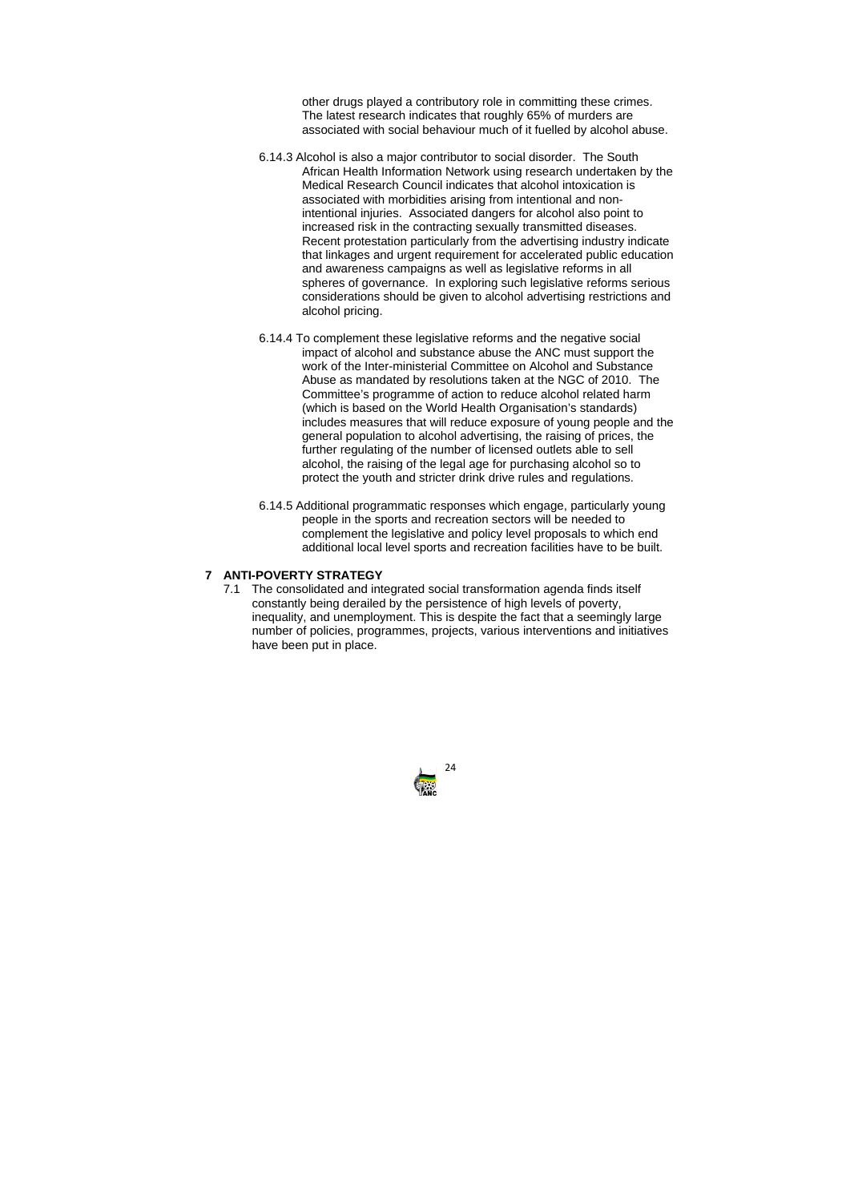other drugs played a contributory role in committing these crimes. The latest research indicates that roughly 65% of murders are associated with social behaviour much of it fuelled by alcohol abuse.

6.14.3 Alcohol is also a major contributor to social disorder. The South African Health Information Network using research undertaken by the Medical Research Council indicates that alcohol intoxication is associated with morbidities arising from intentional and non-intentional injuries. Associated dangers for alcohol also point to increased risk in the contracting sexually transmitted diseases. Recent protestation particularly from the advertising industry indicate that linkages and urgent requirement for accelerated public education and awareness campaigns as well as legislative reforms in all spheres of governance. In exploring such legislative reforms serious considerations should be given to alcohol advertising restrictions and alcohol pricing.

6.14.4 To complement these legislative reforms and the negative social impact of alcohol and substance abuse the ANC must support the work of the Inter-ministerial Committee on Alcohol and Substance Abuse as mandated by resolutions taken at the NGC of 2010. The Committee's programme of action to reduce alcohol related harm (which is based on the World Health Organisation's standards) includes measures that will reduce exposure of young people and the general population to alcohol advertising, the raising of prices, the further regulating of the number of licensed outlets able to sell alcohol, the raising of the legal age for purchasing alcohol so to protect the youth and stricter drink drive rules and regulations.

6.14.5 Additional programmatic responses which engage, particularly young people in the sports and recreation sectors will be needed to complement the legislative and policy level proposals to which end additional local level sports and recreation facilities have to be built.

## 7 ANTI-POVERTY STRATEGY

7.1 The consolidated and integrated social transformation agenda finds itself constantly being derailed by the persistence of high levels of poverty, inequality, and unemployment. This is despite the fact that a seemingly large number of policies, programmes, projects, various interventions and initiatives have been put in place.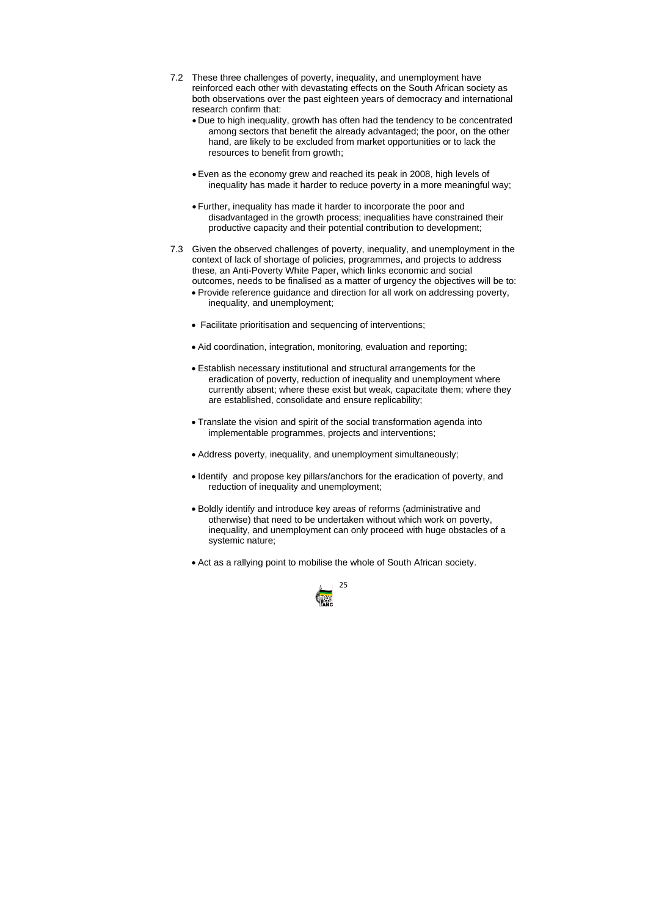7.2 These three challenges of poverty, inequality, and unemployment have reinforced each other with devastating effects on the South African society as both observations over the past eighteen years of democracy and international research confirm that:

- Due to high inequality, growth has often had the tendency to be concentrated among sectors that benefit the already advantaged; the poor, on the other hand, are likely to be excluded from market opportunities or to lack the resources to benefit from growth;

- Even as the economy grew and reached its peak in 2008, high levels of inequality has made it harder to reduce poverty in a more meaningful way;

- Further, inequality has made it harder to incorporate the poor and disadvantaged in the growth process; inequalities have constrained their productive capacity and their potential contribution to development;

7.3 Given the observed challenges of poverty, inequality, and unemployment in the context of lack of shortage of policies, programmes, and projects to address these, an Anti-Poverty White Paper, which links economic and social outcomes, needs to be finalised as a matter of urgency the objectives will be to:

- Provide reference guidance and direction for all work on addressing poverty, inequality, and unemployment;

- Facilitate prioritisation and sequencing of interventions;

- Aid coordination, integration, monitoring, evaluation and reporting;

- Establish necessary institutional and structural arrangements for the eradication of poverty, reduction of inequality and unemployment where currently absent; where these exist but weak, capacitate them; where they are established, consolidate and ensure replicability;

- Translate the vision and spirit of the social transformation agenda into implementable programmes, projects and interventions;

- Address poverty, inequality, and unemployment simultaneously;

- Identify and propose key pillars/anchors for the eradication of poverty, and reduction of inequality and unemployment;

- Boldly identify and introduce key areas of reforms (administrative and otherwise) that need to be undertaken without which work on poverty, inequality, and unemployment can only proceed with huge obstacles of a systemic nature;

- Act as a rallying point to mobilise the whole of South African society.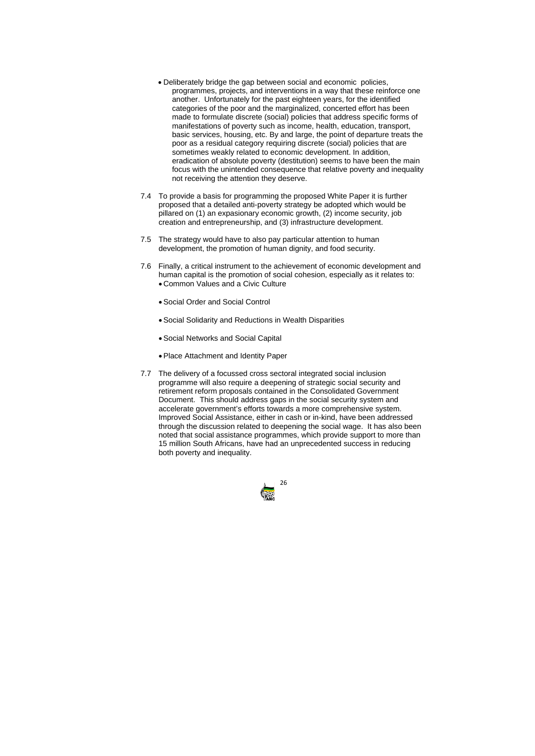- Deliberately bridge the gap between social and economic policies, programmes, projects, and interventions in a way that these reinforce one another. Unfortunately for the past eighteen years, for the identified categories of the poor and the marginalized, concerted effort has been made to formulate discrete (social) policies that address specific forms of manifestations of poverty such as income, health, education, transport, basic services, housing, etc. By and large, the point of departure treats the poor as a residual category requiring discrete (social) policies that are sometimes weakly related to economic development. In addition, eradication of absolute poverty (destitution) seems to have been the main focus with the unintended consequence that relative poverty and inequality not receiving the attention they deserve.

7.4 To provide a basis for programming the proposed White Paper it is further proposed that a detailed anti-poverty strategy be adopted which would be pillared on (1) an expasionary economic growth, (2) income security, job creation and entrepreneurship, and (3) infrastructure development.

7.5 The strategy would have to also pay particular attention to human development, the promotion of human dignity, and food security.

7.6 Finally, a critical instrument to the achievement of economic development and human capital is the promotion of social cohesion, especially as it relates to:

- Common Values and a Civic Culture
- Social Order and Social Control
- Social Solidarity and Reductions in Wealth Disparities
- Social Networks and Social Capital
- Place Attachment and Identity Paper

7.7 The delivery of a focussed cross sectoral integrated social inclusion programme will also require a deepening of strategic social security and retirement reform proposals contained in the Consolidated Government Document. This should address gaps in the social security system and accelerate government's efforts towards a more comprehensive system. Improved Social Assistance, either in cash or in-kind, have been addressed through the discussion related to deepening the social wage. It has also been noted that social assistance programmes, which provide support to more than 15 million South Africans, have had an unprecedented success in reducing both poverty and inequality.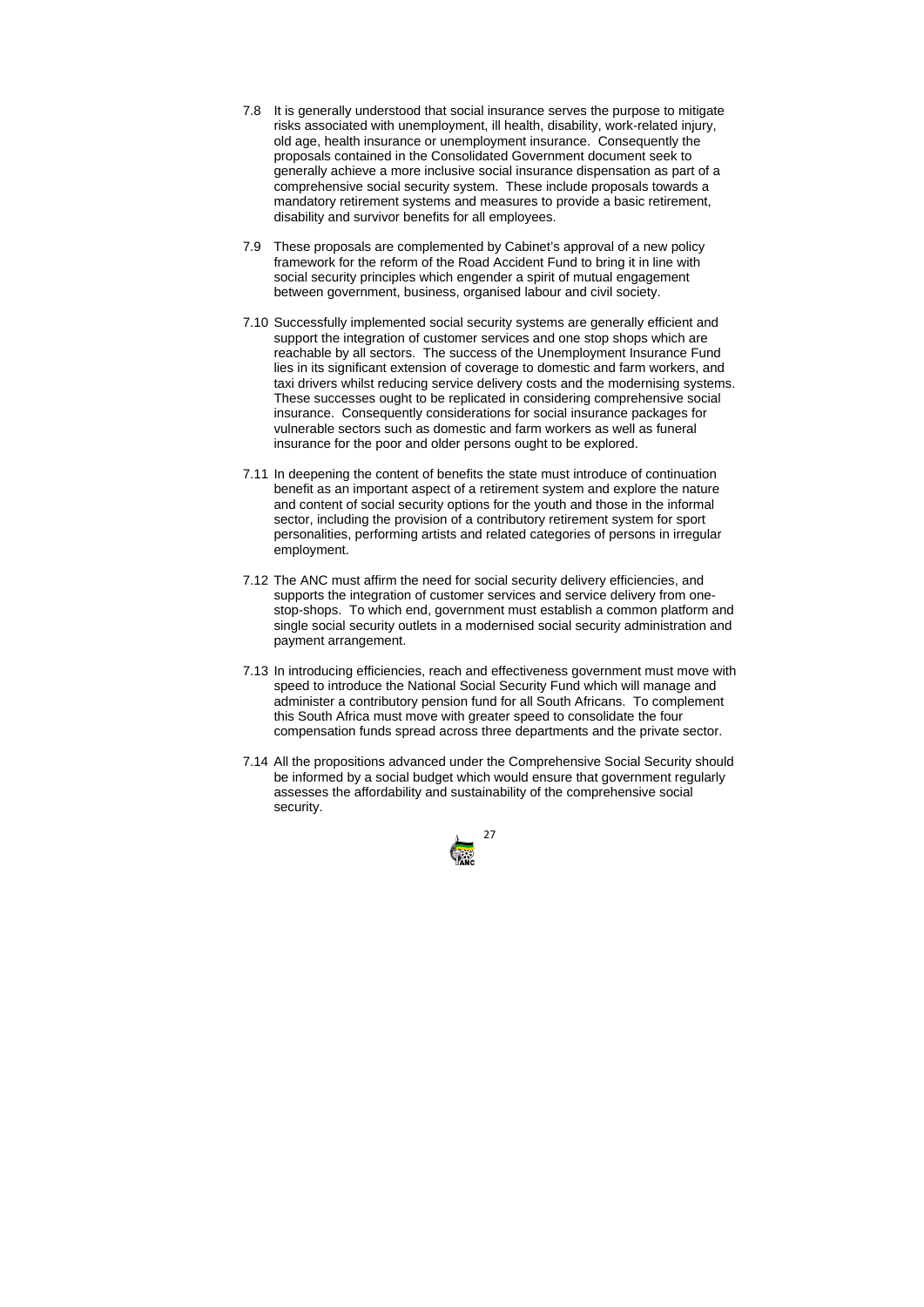7.8 It is generally understood that social insurance serves the purpose to mitigate risks associated with unemployment, ill health, disability, work-related injury, old age, health insurance or unemployment insurance. Consequently the proposals contained in the Consolidated Government document seek to generally achieve a more inclusive social insurance dispensation as part of a comprehensive social security system. These include proposals towards a mandatory retirement systems and measures to provide a basic retirement, disability and survivor benefits for all employees.

7.9 These proposals are complemented by Cabinet's approval of a new policy framework for the reform of the Road Accident Fund to bring it in line with social security principles which engender a spirit of mutual engagement between government, business, organised labour and civil society.

7.10 Successfully implemented social security systems are generally efficient and support the integration of customer services and one stop shops which are reachable by all sectors. The success of the Unemployment Insurance Fund lies in its significant extension of coverage to domestic and farm workers, and taxi drivers whilst reducing service delivery costs and the modernising systems. These successes ought to be replicated in considering comprehensive social insurance. Consequently considerations for social insurance packages for vulnerable sectors such as domestic and farm workers as well as funeral insurance for the poor and older persons ought to be explored.

7.11 In deepening the content of benefits the state must introduce of continuation benefit as an important aspect of a retirement system and explore the nature and content of social security options for the youth and those in the informal sector, including the provision of a contributory retirement system for sport personalities, performing artists and related categories of persons in irregular employment.

7.12 The ANC must affirm the need for social security delivery efficiencies, and supports the integration of customer services and service delivery from one-stop-shops. To which end, government must establish a common platform and single social security outlets in a modernised social security administration and payment arrangement.

7.13 In introducing efficiencies, reach and effectiveness government must move with speed to introduce the National Social Security Fund which will manage and administer a contributory pension fund for all South Africans. To complement this South Africa must move with greater speed to consolidate the four compensation funds spread across three departments and the private sector.

7.14 All the propositions advanced under the Comprehensive Social Security should be informed by a social budget which would ensure that government regularly assesses the affordability and sustainability of the comprehensive social security.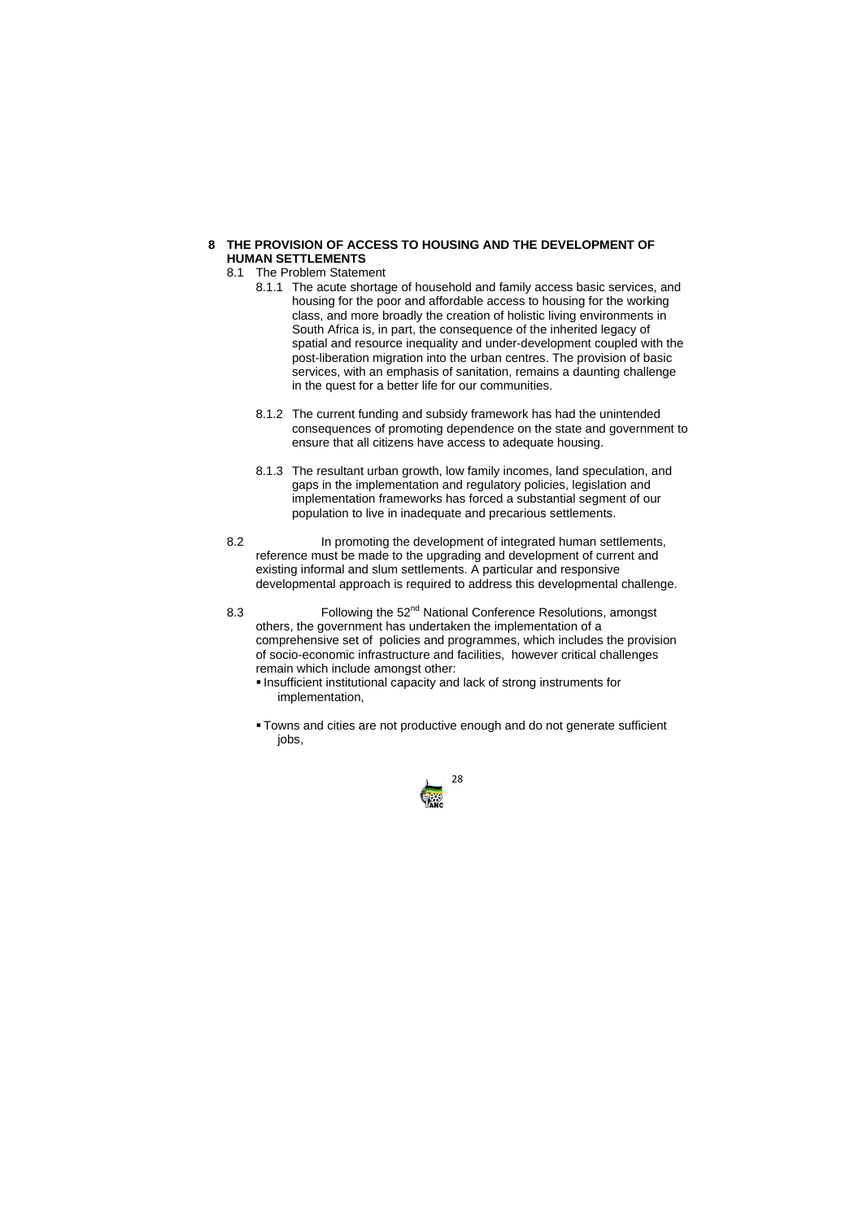## 8 THE PROVISION OF ACCESS TO HOUSING AND THE DEVELOPMENT OF HUMAN SETTLEMENTS

8.1 The Problem Statement

8.1.1 The acute shortage of household and family access basic services, and housing for the poor and affordable access to housing for the working class, and more broadly the creation of holistic living environments in South Africa is, in part, the consequence of the inherited legacy of spatial and resource inequality and under-development coupled with the post-liberation migration into the urban centres. The provision of basic services, with an emphasis of sanitation, remains a daunting challenge in the quest for a better life for our communities.

8.1.2 The current funding and subsidy framework has had the unintended consequences of promoting dependence on the state and government to ensure that all citizens have access to adequate housing.

8.1.3 The resultant urban growth, low family incomes, land speculation, and gaps in the implementation and regulatory policies, legislation and implementation frameworks has forced a substantial segment of our population to live in inadequate and precarious settlements.

8.2 In promoting the development of integrated human settlements, reference must be made to the upgrading and development of current and existing informal and slum settlements. A particular and responsive developmental approach is required to address this developmental challenge.

8.3 Following the 52nd National Conference Resolutions, amongst others, the government has undertaken the implementation of a comprehensive set of policies and programmes, which includes the provision of socio-economic infrastructure and facilities, however critical challenges remain which include amongst other:

- Insufficient institutional capacity and lack of strong instruments for implementation,
- Towns and cities are not productive enough and do not generate sufficient jobs,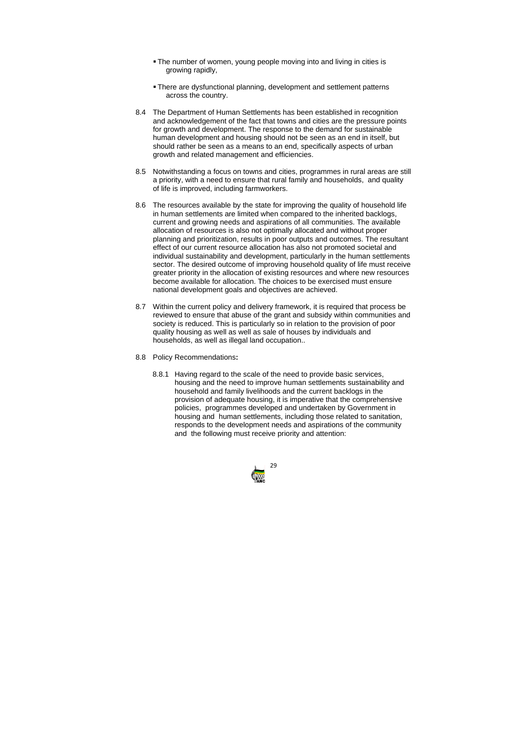- The number of women, young people moving into and living in cities is growing rapidly,

- There are dysfunctional planning, development and settlement patterns across the country.

8.4 The Department of Human Settlements has been established in recognition and acknowledgement of the fact that towns and cities are the pressure points for growth and development. The response to the demand for sustainable human development and housing should not be seen as an end in itself, but should rather be seen as a means to an end, specifically aspects of urban growth and related management and efficiencies.

8.5 Notwithstanding a focus on towns and cities, programmes in rural areas are still a priority, with a need to ensure that rural family and households, and quality of life is improved, including farmworkers.

8.6 The resources available by the state for improving the quality of household life in human settlements are limited when compared to the inherited backlogs, current and growing needs and aspirations of all communities. The available allocation of resources is also not optimally allocated and without proper planning and prioritization, results in poor outputs and outcomes. The resultant effect of our current resource allocation has also not promoted societal and individual sustainability and development, particularly in the human settlements sector. The desired outcome of improving household quality of life must receive greater priority in the allocation of existing resources and where new resources become available for allocation. The choices to be exercised must ensure national development goals and objectives are achieved.

8.7 Within the current policy and delivery framework, it is required that process be reviewed to ensure that abuse of the grant and subsidy within communities and society is reduced. This is particularly so in relation to the provision of poor quality housing as well as well as sale of houses by individuals and households, as well as illegal land occupation..

8.8 Policy Recommendations**:**

8.8.1 Having regard to the scale of the need to provide basic services, housing and the need to improve human settlements sustainability and household and family livelihoods and the current backlogs in the provision of adequate housing, it is imperative that the comprehensive policies, programmes developed and undertaken by Government in housing and human settlements, including those related to sanitation, responds to the development needs and aspirations of the community and the following must receive priority and attention: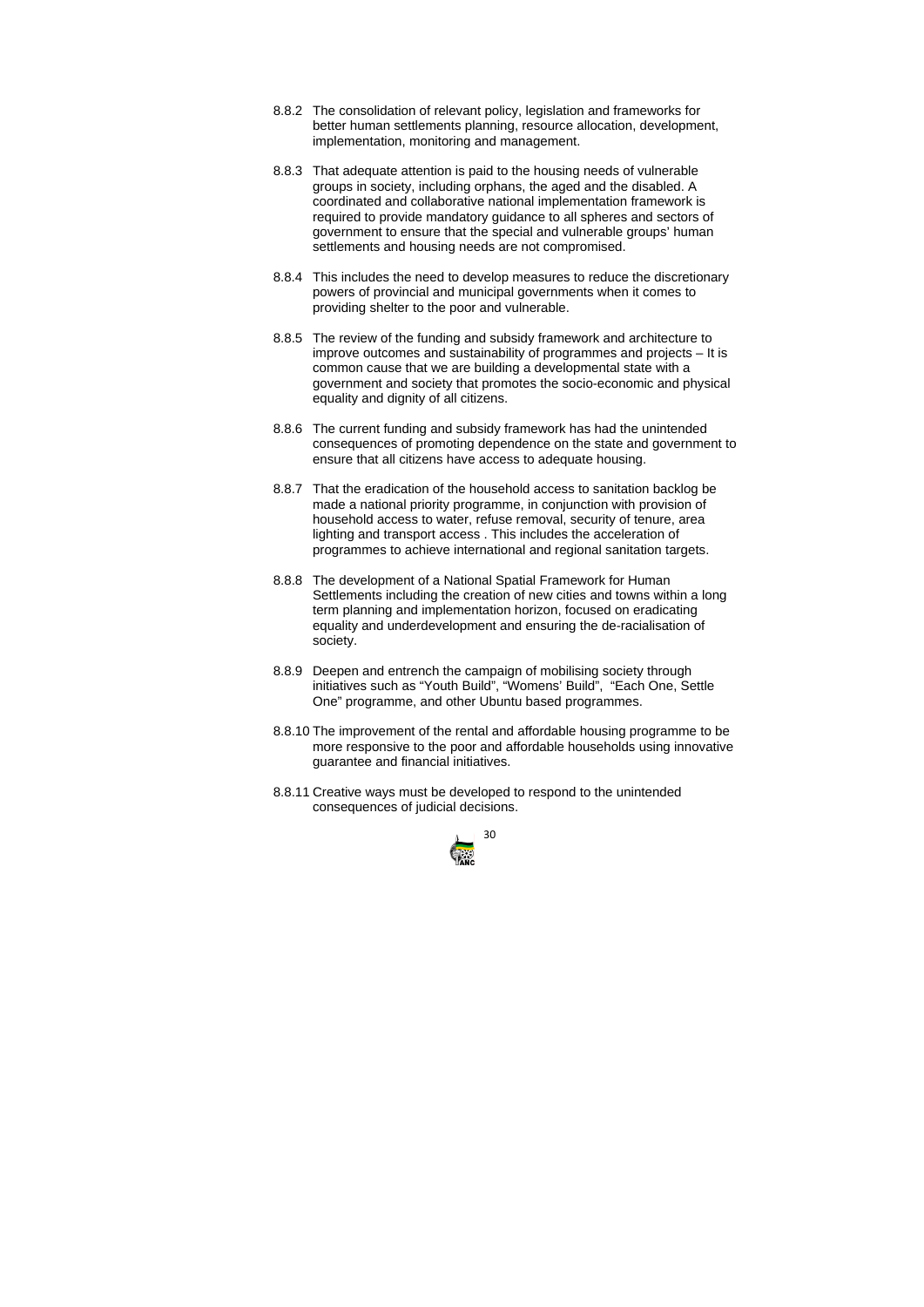8.8.2 The consolidation of relevant policy, legislation and frameworks for better human settlements planning, resource allocation, development, implementation, monitoring and management.

8.8.3 That adequate attention is paid to the housing needs of vulnerable groups in society, including orphans, the aged and the disabled. A coordinated and collaborative national implementation framework is required to provide mandatory guidance to all spheres and sectors of government to ensure that the special and vulnerable groups' human settlements and housing needs are not compromised.

8.8.4 This includes the need to develop measures to reduce the discretionary powers of provincial and municipal governments when it comes to providing shelter to the poor and vulnerable.

8.8.5 The review of the funding and subsidy framework and architecture to improve outcomes and sustainability of programmes and projects – It is common cause that we are building a developmental state with a government and society that promotes the socio-economic and physical equality and dignity of all citizens.

8.8.6 The current funding and subsidy framework has had the unintended consequences of promoting dependence on the state and government to ensure that all citizens have access to adequate housing.

8.8.7 That the eradication of the household access to sanitation backlog be made a national priority programme, in conjunction with provision of household access to water, refuse removal, security of tenure, area lighting and transport access . This includes the acceleration of programmes to achieve international and regional sanitation targets.

8.8.8 The development of a National Spatial Framework for Human Settlements including the creation of new cities and towns within a long term planning and implementation horizon, focused on eradicating equality and underdevelopment and ensuring the de-racialisation of society.

8.8.9 Deepen and entrench the campaign of mobilising society through initiatives such as "Youth Build", "Womens' Build", "Each One, Settle One" programme, and other Ubuntu based programmes.

8.8.10 The improvement of the rental and affordable housing programme to be more responsive to the poor and affordable households using innovative guarantee and financial initiatives.

8.8.11 Creative ways must be developed to respond to the unintended consequences of judicial decisions.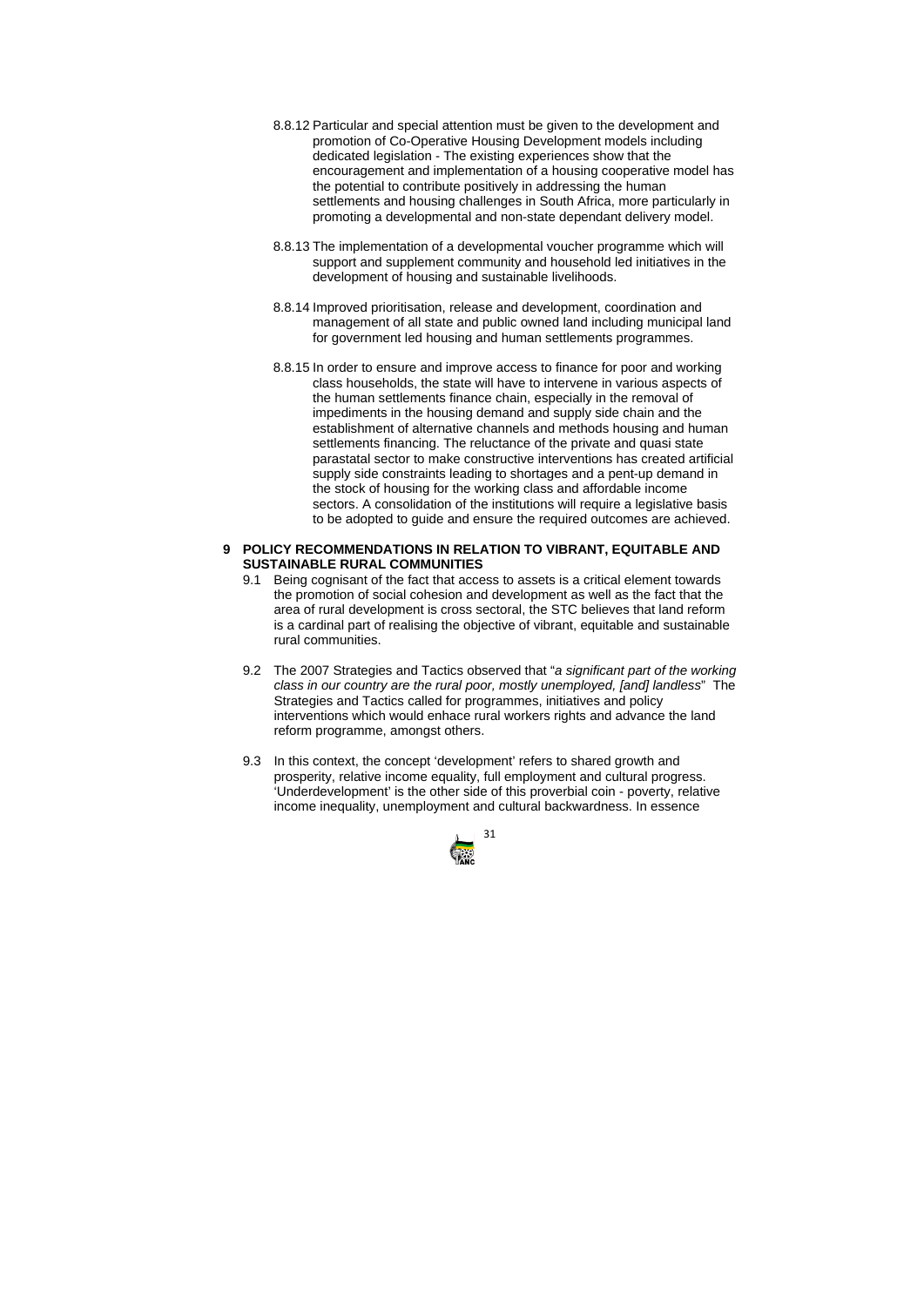8.8.12 Particular and special attention must be given to the development and promotion of Co-Operative Housing Development models including dedicated legislation - The existing experiences show that the encouragement and implementation of a housing cooperative model has the potential to contribute positively in addressing the human settlements and housing challenges in South Africa, more particularly in promoting a developmental and non-state dependant delivery model.

8.8.13 The implementation of a developmental voucher programme which will support and supplement community and household led initiatives in the development of housing and sustainable livelihoods.

8.8.14 Improved prioritisation, release and development, coordination and management of all state and public owned land including municipal land for government led housing and human settlements programmes.

8.8.15 In order to ensure and improve access to finance for poor and working class households, the state will have to intervene in various aspects of the human settlements finance chain, especially in the removal of impediments in the housing demand and supply side chain and the establishment of alternative channels and methods housing and human settlements financing. The reluctance of the private and quasi state parastatal sector to make constructive interventions has created artificial supply side constraints leading to shortages and a pent-up demand in the stock of housing for the working class and affordable income sectors. A consolidation of the institutions will require a legislative basis to be adopted to guide and ensure the required outcomes are achieved.

## 9 POLICY RECOMMENDATIONS IN RELATION TO VIBRANT, EQUITABLE AND SUSTAINABLE RURAL COMMUNITIES

9.1 Being cognisant of the fact that access to assets is a critical element towards the promotion of social cohesion and development as well as the fact that the area of rural development is cross sectoral, the STC believes that land reform is a cardinal part of realising the objective of vibrant, equitable and sustainable rural communities.

9.2 The 2007 Strategies and Tactics observed that "*a significant part of the working class in our country are the rural poor, mostly unemployed, [and] landless*" The Strategies and Tactics called for programmes, initiatives and policy interventions which would enhace rural workers rights and advance the land reform programme, amongst others.

9.3 In this context, the concept 'development' refers to shared growth and prosperity, relative income equality, full employment and cultural progress. 'Underdevelopment' is the other side of this proverbial coin - poverty, relative income inequality, unemployment and cultural backwardness. In essence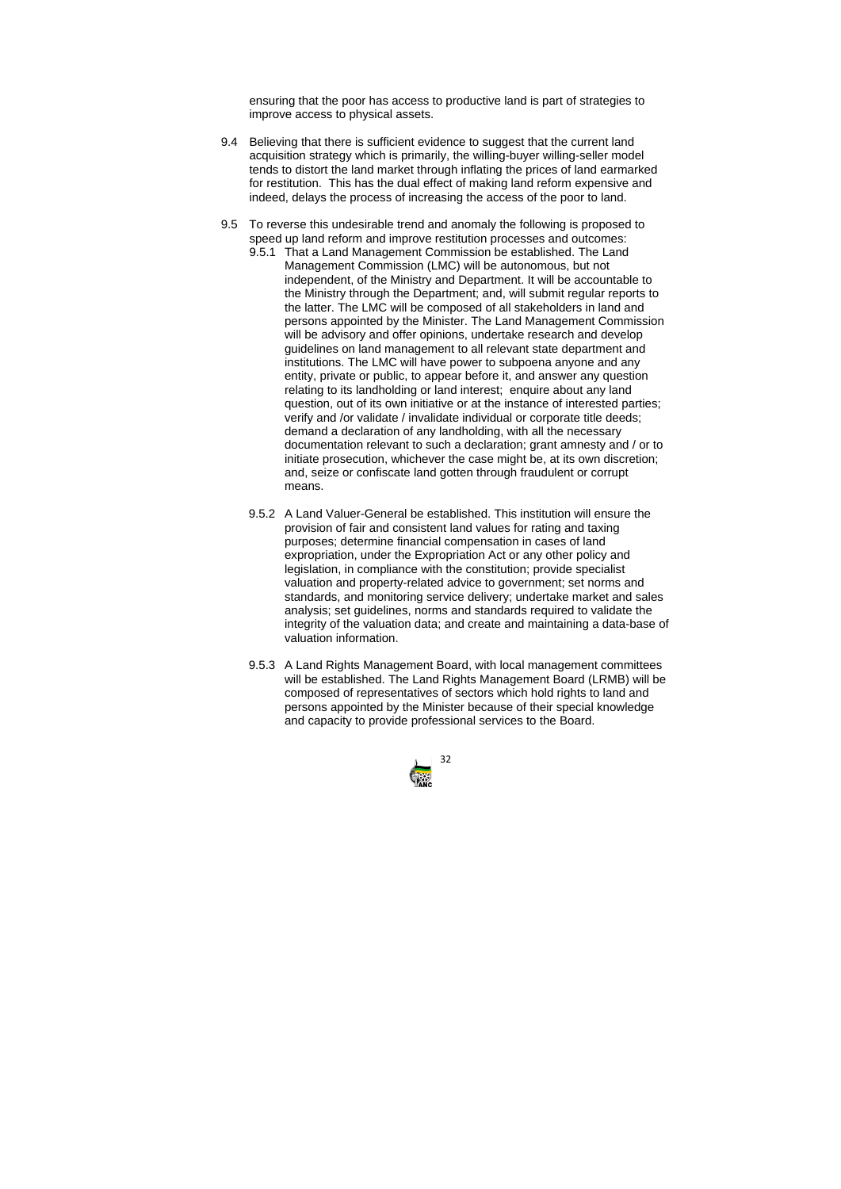ensuring that the poor has access to productive land is part of strategies to improve access to physical assets.

9.4 Believing that there is sufficient evidence to suggest that the current land acquisition strategy which is primarily, the willing-buyer willing-seller model tends to distort the land market through inflating the prices of land earmarked for restitution. This has the dual effect of making land reform expensive and indeed, delays the process of increasing the access of the poor to land.

9.5 To reverse this undesirable trend and anomaly the following is proposed to speed up land reform and improve restitution processes and outcomes:

9.5.1 That a Land Management Commission be established. The Land Management Commission (LMC) will be autonomous, but not independent, of the Ministry and Department. It will be accountable to the Ministry through the Department; and, will submit regular reports to the latter. The LMC will be composed of all stakeholders in land and persons appointed by the Minister. The Land Management Commission will be advisory and offer opinions, undertake research and develop guidelines on land management to all relevant state department and institutions. The LMC will have power to subpoena anyone and any entity, private or public, to appear before it, and answer any question relating to its landholding or land interest; enquire about any land question, out of its own initiative or at the instance of interested parties; verify and /or validate / invalidate individual or corporate title deeds; demand a declaration of any landholding, with all the necessary documentation relevant to such a declaration; grant amnesty and / or to initiate prosecution, whichever the case might be, at its own discretion; and, seize or confiscate land gotten through fraudulent or corrupt means.

9.5.2 A Land Valuer-General be established. This institution will ensure the provision of fair and consistent land values for rating and taxing purposes; determine financial compensation in cases of land expropriation, under the Expropriation Act or any other policy and legislation, in compliance with the constitution; provide specialist valuation and property-related advice to government; set norms and standards, and monitoring service delivery; undertake market and sales analysis; set guidelines, norms and standards required to validate the integrity of the valuation data; and create and maintaining a data-base of valuation information.

9.5.3 A Land Rights Management Board, with local management committees will be established. The Land Rights Management Board (LRMB) will be composed of representatives of sectors which hold rights to land and persons appointed by the Minister because of their special knowledge and capacity to provide professional services to the Board.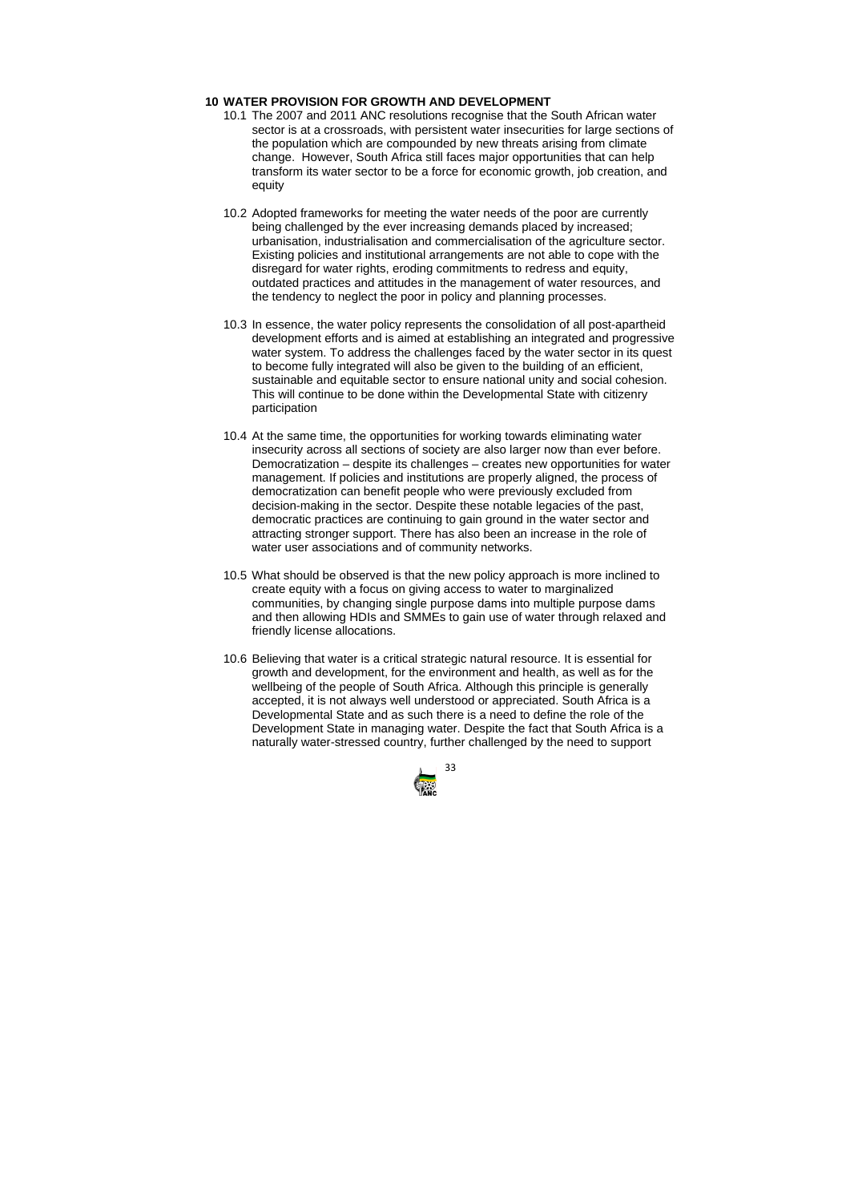## 10 WATER PROVISION FOR GROWTH AND DEVELOPMENT

10.1 The 2007 and 2011 ANC resolutions recognise that the South African water sector is at a crossroads, with persistent water insecurities for large sections of the population which are compounded by new threats arising from climate change. However, South Africa still faces major opportunities that can help transform its water sector to be a force for economic growth, job creation, and equity

10.2 Adopted frameworks for meeting the water needs of the poor are currently being challenged by the ever increasing demands placed by increased; urbanisation, industrialisation and commercialisation of the agriculture sector. Existing policies and institutional arrangements are not able to cope with the disregard for water rights, eroding commitments to redress and equity, outdated practices and attitudes in the management of water resources, and the tendency to neglect the poor in policy and planning processes.

10.3 In essence, the water policy represents the consolidation of all post-apartheid development efforts and is aimed at establishing an integrated and progressive water system. To address the challenges faced by the water sector in its quest to become fully integrated will also be given to the building of an efficient, sustainable and equitable sector to ensure national unity and social cohesion. This will continue to be done within the Developmental State with citizenry participation

10.4 At the same time, the opportunities for working towards eliminating water insecurity across all sections of society are also larger now than ever before. Democratization – despite its challenges – creates new opportunities for water management. If policies and institutions are properly aligned, the process of democratization can benefit people who were previously excluded from decision-making in the sector. Despite these notable legacies of the past, democratic practices are continuing to gain ground in the water sector and attracting stronger support. There has also been an increase in the role of water user associations and of community networks.

10.5 What should be observed is that the new policy approach is more inclined to create equity with a focus on giving access to water to marginalized communities, by changing single purpose dams into multiple purpose dams and then allowing HDIs and SMMEs to gain use of water through relaxed and friendly license allocations.

10.6 Believing that water is a critical strategic natural resource. It is essential for growth and development, for the environment and health, as well as for the wellbeing of the people of South Africa. Although this principle is generally accepted, it is not always well understood or appreciated. South Africa is a Developmental State and as such there is a need to define the role of the Development State in managing water. Despite the fact that South Africa is a naturally water-stressed country, further challenged by the need to support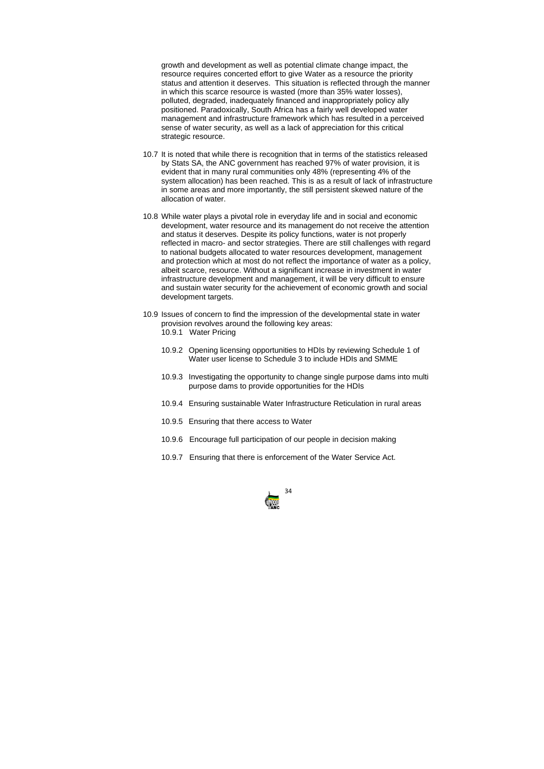growth and development as well as potential climate change impact, the resource requires concerted effort to give Water as a resource the priority status and attention it deserves. This situation is reflected through the manner in which this scarce resource is wasted (more than 35% water losses), polluted, degraded, inadequately financed and inappropriately policy ally positioned. Paradoxically, South Africa has a fairly well developed water management and infrastructure framework which has resulted in a perceived sense of water security, as well as a lack of appreciation for this critical strategic resource.

10.7 It is noted that while there is recognition that in terms of the statistics released by Stats SA, the ANC government has reached 97% of water provision, it is evident that in many rural communities only 48% (representing 4% of the system allocation) has been reached. This is as a result of lack of infrastructure in some areas and more importantly, the still persistent skewed nature of the allocation of water.

10.8 While water plays a pivotal role in everyday life and in social and economic development, water resource and its management do not receive the attention and status it deserves. Despite its policy functions, water is not properly reflected in macro- and sector strategies. There are still challenges with regard to national budgets allocated to water resources development, management and protection which at most do not reflect the importance of water as a policy, albeit scarce, resource. Without a significant increase in investment in water infrastructure development and management, it will be very difficult to ensure and sustain water security for the achievement of economic growth and social development targets.

10.9 Issues of concern to find the impression of the developmental state in water provision revolves around the following key areas:

- 10.9.1 Water Pricing
- 10.9.2 Opening licensing opportunities to HDIs by reviewing Schedule 1 of Water user license to Schedule 3 to include HDIs and SMME
- 10.9.3 Investigating the opportunity to change single purpose dams into multi purpose dams to provide opportunities for the HDIs
- 10.9.4 Ensuring sustainable Water Infrastructure Reticulation in rural areas
- 10.9.5 Ensuring that there access to Water
- 10.9.6 Encourage full participation of our people in decision making
- 10.9.7 Ensuring that there is enforcement of the Water Service Act.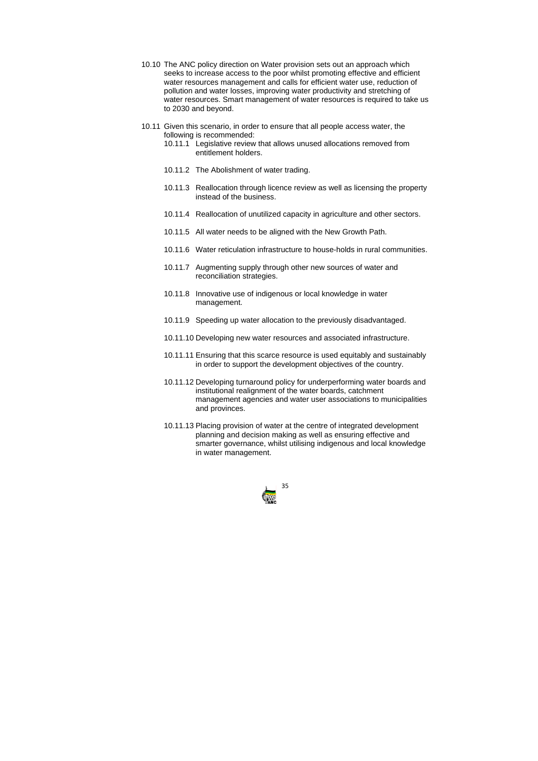10.10 The ANC policy direction on Water provision sets out an approach which seeks to increase access to the poor whilst promoting effective and efficient water resources management and calls for efficient water use, reduction of pollution and water losses, improving water productivity and stretching of water resources. Smart management of water resources is required to take us to 2030 and beyond.

10.11 Given this scenario, in order to ensure that all people access water, the following is recommended:

- 10.11.1 Legislative review that allows unused allocations removed from entitlement holders.
- 10.11.2 The Abolishment of water trading.
- 10.11.3 Reallocation through licence review as well as licensing the property instead of the business.
- 10.11.4 Reallocation of unutilized capacity in agriculture and other sectors.
- 10.11.5 All water needs to be aligned with the New Growth Path.
- 10.11.6 Water reticulation infrastructure to house-holds in rural communities.
- 10.11.7 Augmenting supply through other new sources of water and reconciliation strategies.
- 10.11.8 Innovative use of indigenous or local knowledge in water management.
- 10.11.9 Speeding up water allocation to the previously disadvantaged.
- 10.11.10 Developing new water resources and associated infrastructure.
- 10.11.11 Ensuring that this scarce resource is used equitably and sustainably in order to support the development objectives of the country.
- 10.11.12 Developing turnaround policy for underperforming water boards and institutional realignment of the water boards, catchment management agencies and water user associations to municipalities and provinces.
- 10.11.13 Placing provision of water at the centre of integrated development planning and decision making as well as ensuring effective and smarter governance, whilst utilising indigenous and local knowledge in water management.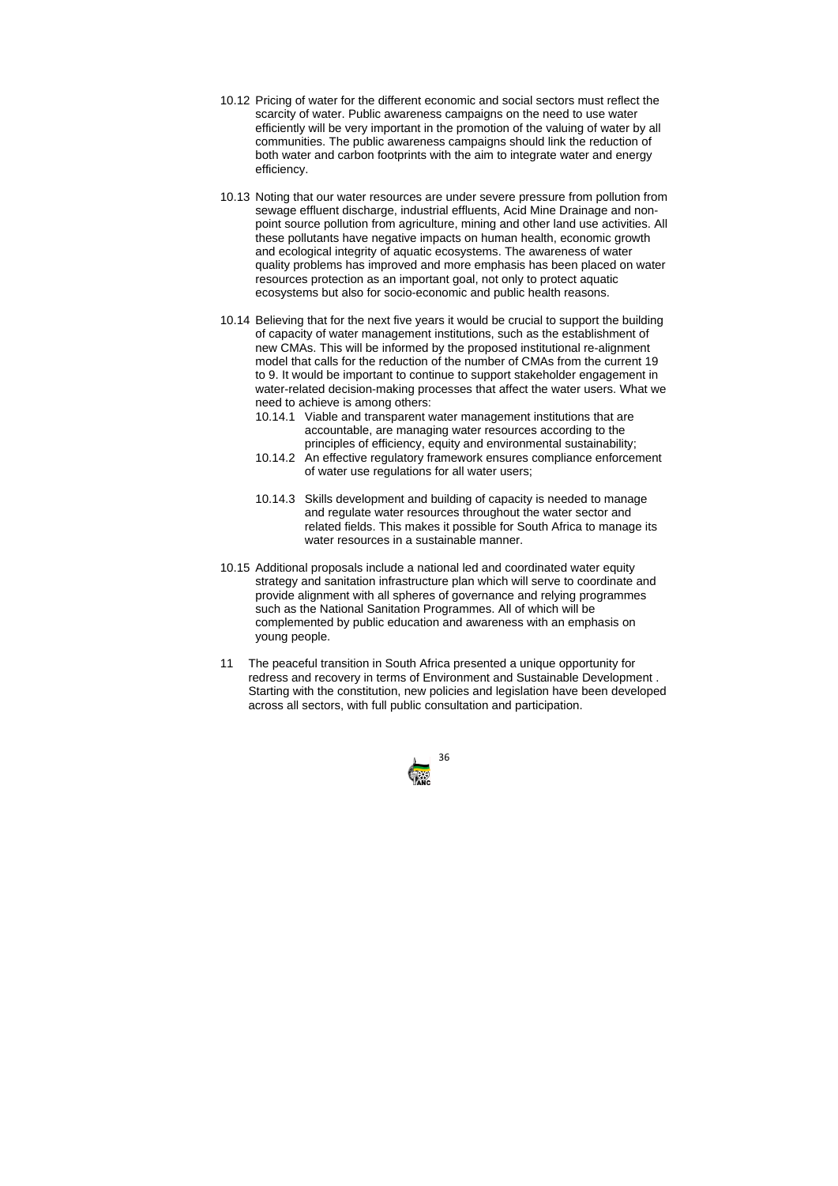10.12 Pricing of water for the different economic and social sectors must reflect the scarcity of water. Public awareness campaigns on the need to use water efficiently will be very important in the promotion of the valuing of water by all communities. The public awareness campaigns should link the reduction of both water and carbon footprints with the aim to integrate water and energy efficiency.

10.13 Noting that our water resources are under severe pressure from pollution from sewage effluent discharge, industrial effluents, Acid Mine Drainage and non-point source pollution from agriculture, mining and other land use activities. All these pollutants have negative impacts on human health, economic growth and ecological integrity of aquatic ecosystems. The awareness of water quality problems has improved and more emphasis has been placed on water resources protection as an important goal, not only to protect aquatic ecosystems but also for socio-economic and public health reasons.

10.14 Believing that for the next five years it would be crucial to support the building of capacity of water management institutions, such as the establishment of new CMAs. This will be informed by the proposed institutional re-alignment model that calls for the reduction of the number of CMAs from the current 19 to 9. It would be important to continue to support stakeholder engagement in water-related decision-making processes that affect the water users. What we need to achieve is among others:

- 10.14.1 Viable and transparent water management institutions that are accountable, are managing water resources according to the principles of efficiency, equity and environmental sustainability;
- 10.14.2 An effective regulatory framework ensures compliance enforcement of water use regulations for all water users;
- 10.14.3 Skills development and building of capacity is needed to manage and regulate water resources throughout the water sector and related fields. This makes it possible for South Africa to manage its water resources in a sustainable manner.

10.15 Additional proposals include a national led and coordinated water equity strategy and sanitation infrastructure plan which will serve to coordinate and provide alignment with all spheres of governance and relying programmes such as the National Sanitation Programmes. All of which will be complemented by public education and awareness with an emphasis on young people.

11 The peaceful transition in South Africa presented a unique opportunity for redress and recovery in terms of Environment and Sustainable Development . Starting with the constitution, new policies and legislation have been developed across all sectors, with full public consultation and participation.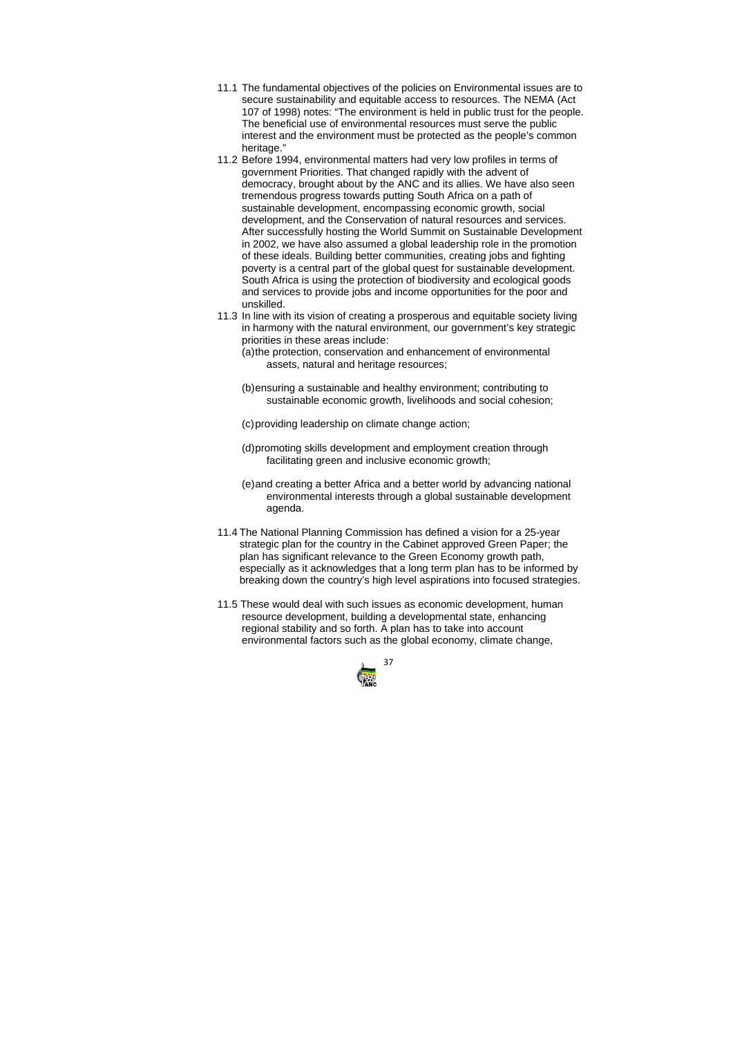11.1 The fundamental objectives of the policies on Environmental issues are to secure sustainability and equitable access to resources. The NEMA (Act 107 of 1998) notes: "The environment is held in public trust for the people. The beneficial use of environmental resources must serve the public interest and the environment must be protected as the people's common heritage."

11.2 Before 1994, environmental matters had very low profiles in terms of government Priorities. That changed rapidly with the advent of democracy, brought about by the ANC and its allies. We have also seen tremendous progress towards putting South Africa on a path of sustainable development, encompassing economic growth, social development, and the Conservation of natural resources and services. After successfully hosting the World Summit on Sustainable Development in 2002, we have also assumed a global leadership role in the promotion of these ideals. Building better communities, creating jobs and fighting poverty is a central part of the global quest for sustainable development. South Africa is using the protection of biodiversity and ecological goods and services to provide jobs and income opportunities for the poor and unskilled.

11.3 In line with its vision of creating a prosperous and equitable society living in harmony with the natural environment, our government's key strategic priorities in these areas include:

(a) the protection, conservation and enhancement of environmental assets, natural and heritage resources;

(b) ensuring a sustainable and healthy environment; contributing to sustainable economic growth, livelihoods and social cohesion;

(c) providing leadership on climate change action;

(d) promoting skills development and employment creation through facilitating green and inclusive economic growth;

(e) and creating a better Africa and a better world by advancing national environmental interests through a global sustainable development agenda.

11.4 The National Planning Commission has defined a vision for a 25-year strategic plan for the country in the Cabinet approved Green Paper; the plan has significant relevance to the Green Economy growth path, especially as it acknowledges that a long term plan has to be informed by breaking down the country's high level aspirations into focused strategies.

11.5 These would deal with such issues as economic development, human resource development, building a developmental state, enhancing regional stability and so forth. A plan has to take into account environmental factors such as the global economy, climate change,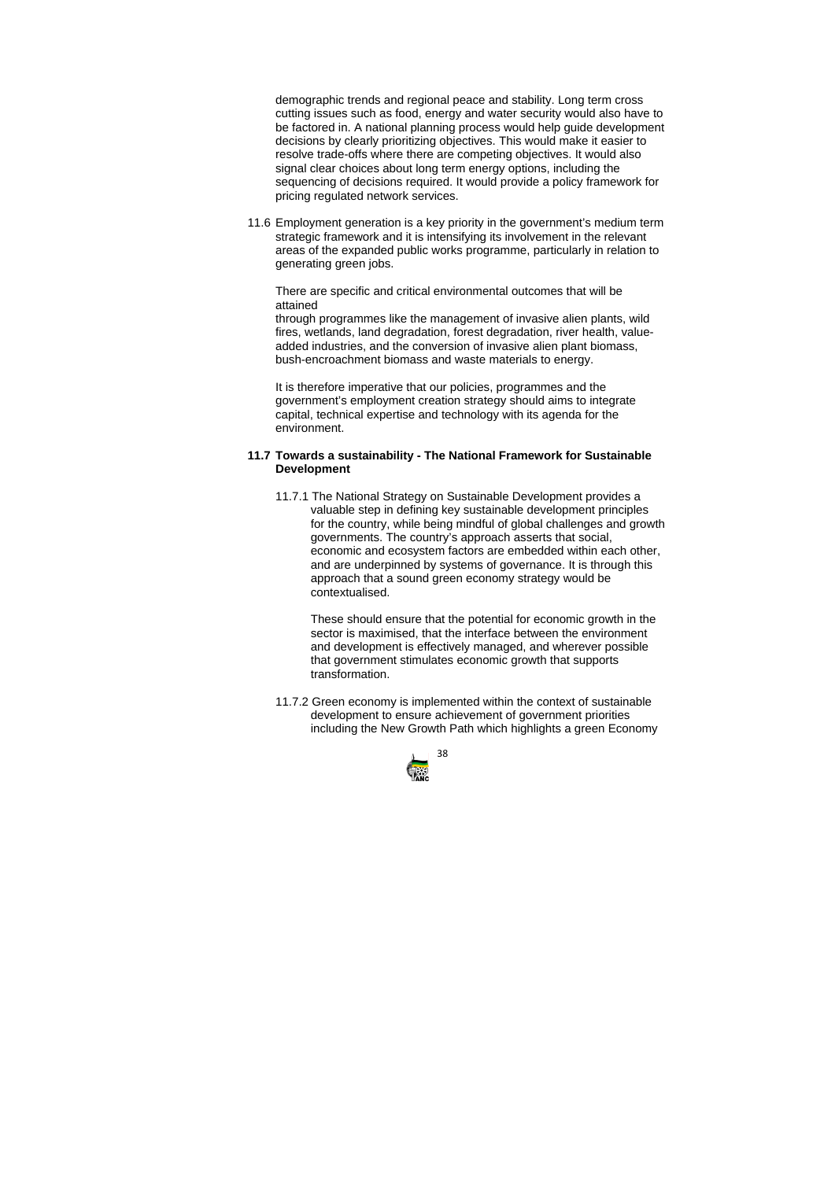demographic trends and regional peace and stability. Long term cross cutting issues such as food, energy and water security would also have to be factored in. A national planning process would help guide development decisions by clearly prioritizing objectives. This would make it easier to resolve trade-offs where there are competing objectives. It would also signal clear choices about long term energy options, including the sequencing of decisions required. It would provide a policy framework for pricing regulated network services.

11.6 Employment generation is a key priority in the government's medium term strategic framework and it is intensifying its involvement in the relevant areas of the expanded public works programme, particularly in relation to generating green jobs.

There are specific and critical environmental outcomes that will be attained
through programmes like the management of invasive alien plants, wild fires, wetlands, land degradation, forest degradation, river health, value-added industries, and the conversion of invasive alien plant biomass, bush-encroachment biomass and waste materials to energy.

It is therefore imperative that our policies, programmes and the government's employment creation strategy should aims to integrate capital, technical expertise and technology with its agenda for the environment.

**11.7 Towards a sustainability - The National Framework for Sustainable Development**

11.7.1 The National Strategy on Sustainable Development provides a valuable step in defining key sustainable development principles for the country, while being mindful of global challenges and growth governments. The country's approach asserts that social, economic and ecosystem factors are embedded within each other, and are underpinned by systems of governance. It is through this approach that a sound green economy strategy would be contextualised.

These should ensure that the potential for economic growth in the sector is maximised, that the interface between the environment and development is effectively managed, and wherever possible that government stimulates economic growth that supports transformation.

11.7.2 Green economy is implemented within the context of sustainable development to ensure achievement of government priorities including the New Growth Path which highlights a green Economy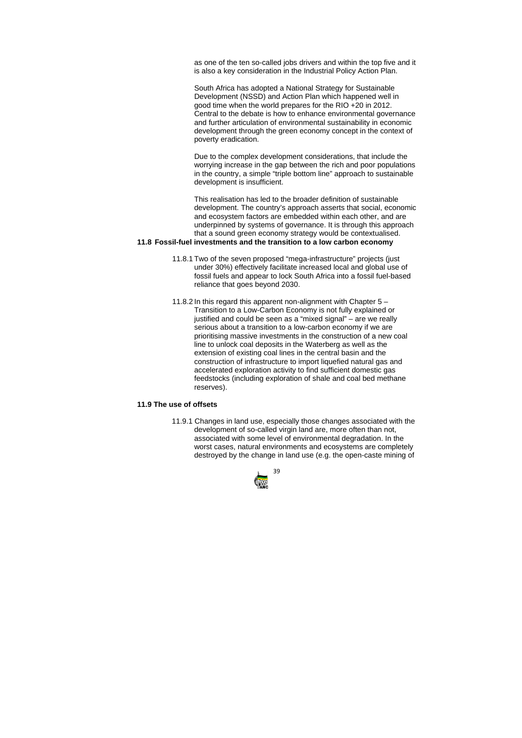as one of the ten so-called jobs drivers and within the top five and it is also a key consideration in the Industrial Policy Action Plan.

South Africa has adopted a National Strategy for Sustainable Development (NSSD) and Action Plan which happened well in good time when the world prepares for the RIO +20 in 2012. Central to the debate is how to enhance environmental governance and further articulation of environmental sustainability in economic development through the green economy concept in the context of poverty eradication.

Due to the complex development considerations, that include the worrying increase in the gap between the rich and poor populations in the country, a simple "triple bottom line" approach to sustainable development is insufficient.

This realisation has led to the broader definition of sustainable development. The country's approach asserts that social, economic and ecosystem factors are embedded within each other, and are underpinned by systems of governance. It is through this approach that a sound green economy strategy would be contextualised.

**11.8 Fossil-fuel investments and the transition to a low carbon economy**

11.8.1 Two of the seven proposed "mega-infrastructure" projects (just under 30%) effectively facilitate increased local and global use of fossil fuels and appear to lock South Africa into a fossil fuel-based reliance that goes beyond 2030.

11.8.2 In this regard this apparent non-alignment with Chapter 5 – Transition to a Low-Carbon Economy is not fully explained or justified and could be seen as a "mixed signal" – are we really serious about a transition to a low-carbon economy if we are prioritising massive investments in the construction of a new coal line to unlock coal deposits in the Waterberg as well as the extension of existing coal lines in the central basin and the construction of infrastructure to import liquefied natural gas and accelerated exploration activity to find sufficient domestic gas feedstocks (including exploration of shale and coal bed methane reserves).

**11.9 The use of offsets**

11.9.1 Changes in land use, especially those changes associated with the development of so-called virgin land are, more often than not, associated with some level of environmental degradation. In the worst cases, natural environments and ecosystems are completely destroyed by the change in land use (e.g. the open-caste mining of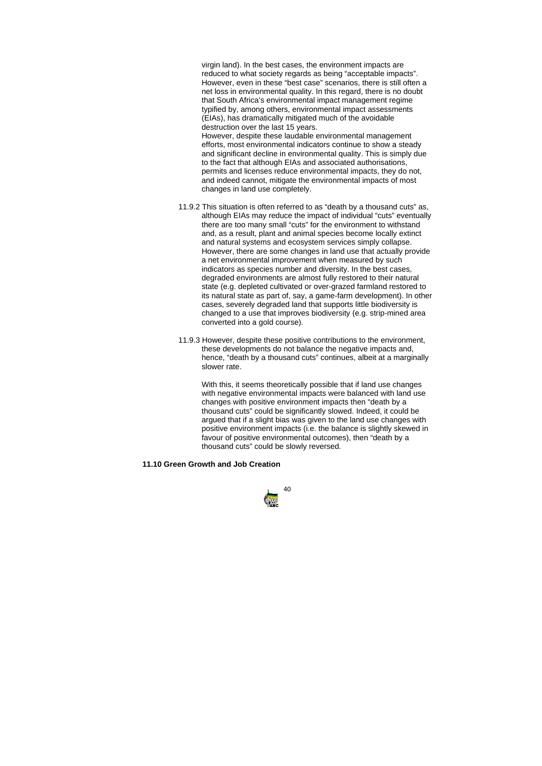virgin land). In the best cases, the environment impacts are reduced to what society regards as being "acceptable impacts". However, even in these "best case" scenarios, there is still often a net loss in environmental quality. In this regard, there is no doubt that South Africa's environmental impact management regime typified by, among others, environmental impact assessments (EIAs), has dramatically mitigated much of the avoidable destruction over the last 15 years.
However, despite these laudable environmental management efforts, most environmental indicators continue to show a steady and significant decline in environmental quality. This is simply due to the fact that although EIAs and associated authorisations, permits and licenses reduce environmental impacts, they do not, and indeed cannot, mitigate the environmental impacts of most changes in land use completely.

11.9.2 This situation is often referred to as "death by a thousand cuts" as, although EIAs may reduce the impact of individual "cuts" eventually there are too many small "cuts" for the environment to withstand and, as a result, plant and animal species become locally extinct and natural systems and ecosystem services simply collapse. However, there are some changes in land use that actually provide a net environmental improvement when measured by such indicators as species number and diversity. In the best cases, degraded environments are almost fully restored to their natural state (e.g. depleted cultivated or over-grazed farmland restored to its natural state as part of, say, a game-farm development). In other cases, severely degraded land that supports little biodiversity is changed to a use that improves biodiversity (e.g. strip-mined area converted into a gold course).

11.9.3 However, despite these positive contributions to the environment, these developments do not balance the negative impacts and, hence, "death by a thousand cuts" continues, albeit at a marginally slower rate.

With this, it seems theoretically possible that if land use changes with negative environmental impacts were balanced with land use changes with positive environment impacts then "death by a thousand cuts" could be significantly slowed. Indeed, it could be argued that if a slight bias was given to the land use changes with positive environment impacts (i.e. the balance is slightly skewed in favour of positive environmental outcomes), then "death by a thousand cuts" could be slowly reversed.

**11.10 Green Growth and Job Creation**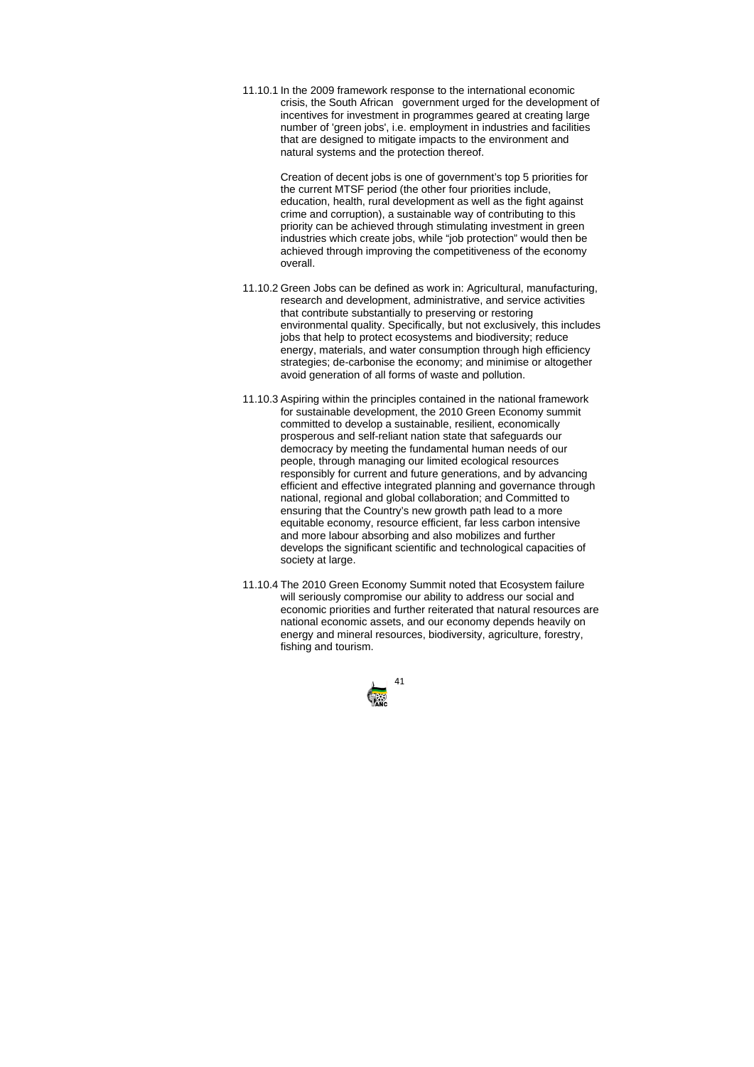11.10.1 In the 2009 framework response to the international economic crisis, the South African government urged for the development of incentives for investment in programmes geared at creating large number of 'green jobs', i.e. employment in industries and facilities that are designed to mitigate impacts to the environment and natural systems and the protection thereof.

Creation of decent jobs is one of government's top 5 priorities for the current MTSF period (the other four priorities include, education, health, rural development as well as the fight against crime and corruption), a sustainable way of contributing to this priority can be achieved through stimulating investment in green industries which create jobs, while "job protection" would then be achieved through improving the competitiveness of the economy overall.

11.10.2 Green Jobs can be defined as work in: Agricultural, manufacturing, research and development, administrative, and service activities that contribute substantially to preserving or restoring environmental quality. Specifically, but not exclusively, this includes jobs that help to protect ecosystems and biodiversity; reduce energy, materials, and water consumption through high efficiency strategies; de-carbonise the economy; and minimise or altogether avoid generation of all forms of waste and pollution.

11.10.3 Aspiring within the principles contained in the national framework for sustainable development, the 2010 Green Economy summit committed to develop a sustainable, resilient, economically prosperous and self-reliant nation state that safeguards our democracy by meeting the fundamental human needs of our people, through managing our limited ecological resources responsibly for current and future generations, and by advancing efficient and effective integrated planning and governance through national, regional and global collaboration; and Committed to ensuring that the Country's new growth path lead to a more equitable economy, resource efficient, far less carbon intensive and more labour absorbing and also mobilizes and further develops the significant scientific and technological capacities of society at large.

11.10.4 The 2010 Green Economy Summit noted that Ecosystem failure will seriously compromise our ability to address our social and economic priorities and further reiterated that natural resources are national economic assets, and our economy depends heavily on energy and mineral resources, biodiversity, agriculture, forestry, fishing and tourism.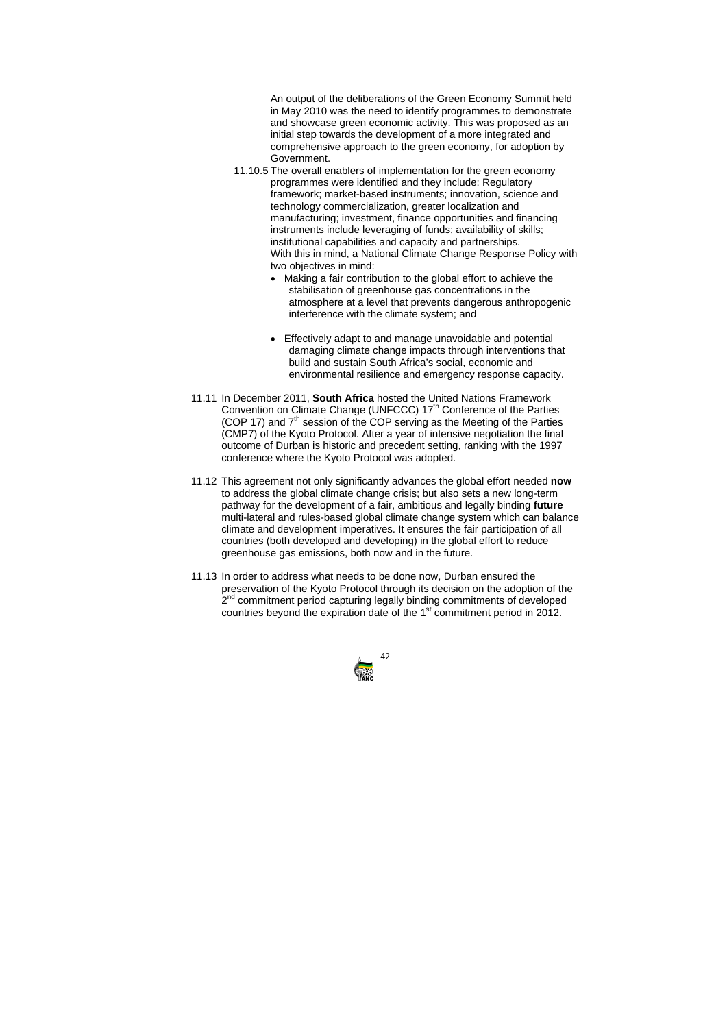An output of the deliberations of the Green Economy Summit held in May 2010 was the need to identify programmes to demonstrate and showcase green economic activity. This was proposed as an initial step towards the development of a more integrated and comprehensive approach to the green economy, for adoption by Government.

11.10.5 The overall enablers of implementation for the green economy programmes were identified and they include: Regulatory framework; market-based instruments; innovation, science and technology commercialization, greater localization and manufacturing; investment, finance opportunities and financing instruments include leveraging of funds; availability of skills; institutional capabilities and capacity and partnerships.
With this in mind, a National Climate Change Response Policy with two objectives in mind:

- Making a fair contribution to the global effort to achieve the stabilisation of greenhouse gas concentrations in the atmosphere at a level that prevents dangerous anthropogenic interference with the climate system; and

- Effectively adapt to and manage unavoidable and potential damaging climate change impacts through interventions that build and sustain South Africa's social, economic and environmental resilience and emergency response capacity.

11.11 In December 2011, **South Africa** hosted the United Nations Framework Convention on Climate Change (UNFCCC) 17th Conference of the Parties (COP 17) and 7th session of the COP serving as the Meeting of the Parties (CMP7) of the Kyoto Protocol. After a year of intensive negotiation the final outcome of Durban is historic and precedent setting, ranking with the 1997 conference where the Kyoto Protocol was adopted.

11.12 This agreement not only significantly advances the global effort needed **now** to address the global climate change crisis; but also sets a new long-term pathway for the development of a fair, ambitious and legally binding **future** multi-lateral and rules-based global climate change system which can balance climate and development imperatives. It ensures the fair participation of all countries (both developed and developing) in the global effort to reduce greenhouse gas emissions, both now and in the future.

11.13 In order to address what needs to be done now, Durban ensured the preservation of the Kyoto Protocol through its decision on the adoption of the 2nd commitment period capturing legally binding commitments of developed countries beyond the expiration date of the 1st commitment period in 2012.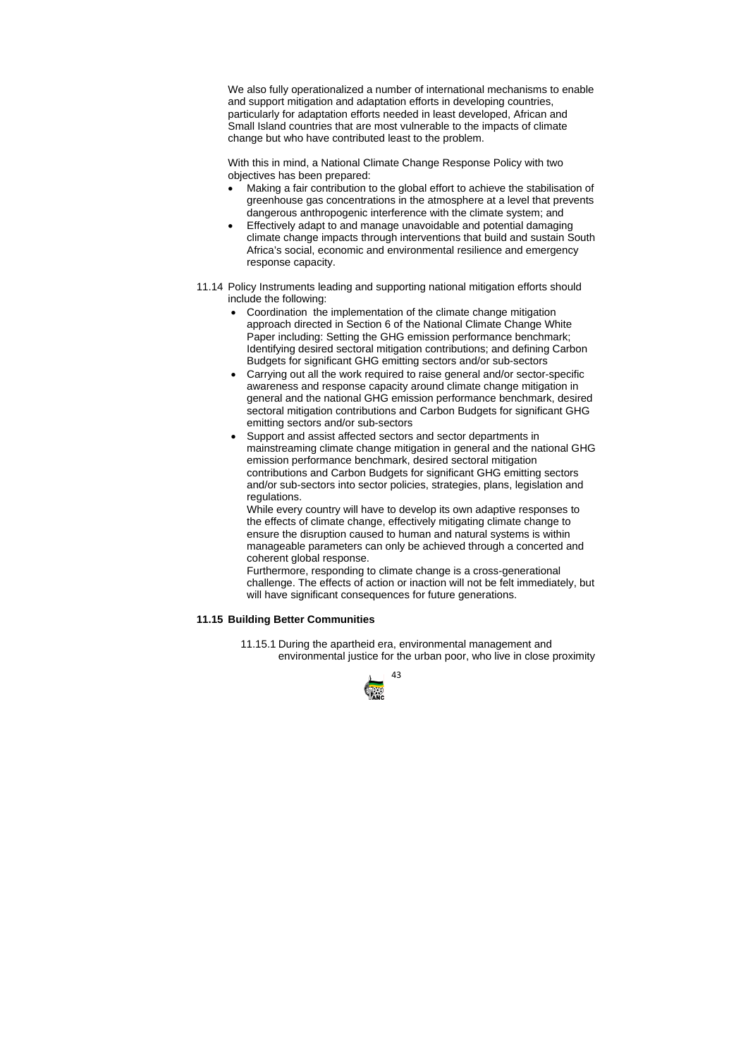We also fully operationalized a number of international mechanisms to enable and support mitigation and adaptation efforts in developing countries, particularly for adaptation efforts needed in least developed, African and Small Island countries that are most vulnerable to the impacts of climate change but who have contributed least to the problem.

With this in mind, a National Climate Change Response Policy with two objectives has been prepared:

- Making a fair contribution to the global effort to achieve the stabilisation of greenhouse gas concentrations in the atmosphere at a level that prevents dangerous anthropogenic interference with the climate system; and
- Effectively adapt to and manage unavoidable and potential damaging climate change impacts through interventions that build and sustain South Africa's social, economic and environmental resilience and emergency response capacity.

11.14 Policy Instruments leading and supporting national mitigation efforts should include the following:

- Coordination the implementation of the climate change mitigation approach directed in Section 6 of the National Climate Change White Paper including: Setting the GHG emission performance benchmark; Identifying desired sectoral mitigation contributions; and defining Carbon Budgets for significant GHG emitting sectors and/or sub-sectors
- Carrying out all the work required to raise general and/or sector-specific awareness and response capacity around climate change mitigation in general and the national GHG emission performance benchmark, desired sectoral mitigation contributions and Carbon Budgets for significant GHG emitting sectors and/or sub-sectors
- Support and assist affected sectors and sector departments in mainstreaming climate change mitigation in general and the national GHG emission performance benchmark, desired sectoral mitigation contributions and Carbon Budgets for significant GHG emitting sectors and/or sub-sectors into sector policies, strategies, plans, legislation and regulations.

  While every country will have to develop its own adaptive responses to the effects of climate change, effectively mitigating climate change to ensure the disruption caused to human and natural systems is within manageable parameters can only be achieved through a concerted and coherent global response.

  Furthermore, responding to climate change is a cross-generational challenge. The effects of action or inaction will not be felt immediately, but will have significant consequences for future generations.

**11.15 Building Better Communities**

11.15.1 During the apartheid era, environmental management and environmental justice for the urban poor, who live in close proximity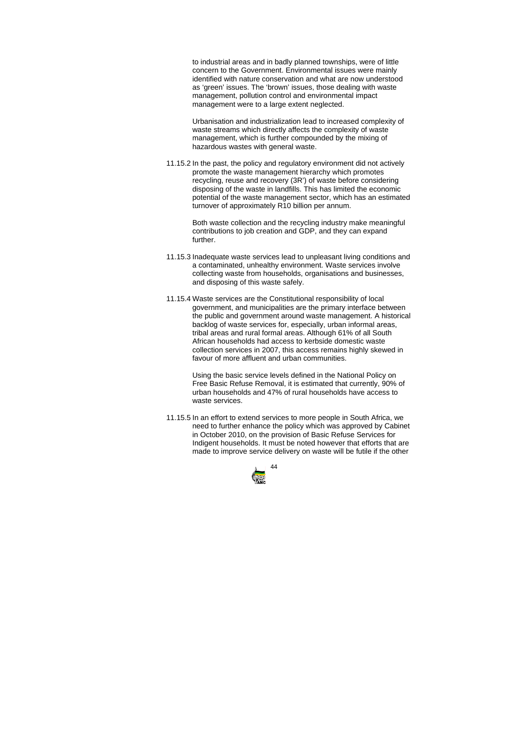to industrial areas and in badly planned townships, were of little concern to the Government. Environmental issues were mainly identified with nature conservation and what are now understood as 'green' issues. The 'brown' issues, those dealing with waste management, pollution control and environmental impact management were to a large extent neglected.

Urbanisation and industrialization lead to increased complexity of waste streams which directly affects the complexity of waste management, which is further compounded by the mixing of hazardous wastes with general waste.

11.15.2 In the past, the policy and regulatory environment did not actively promote the waste management hierarchy which promotes recycling, reuse and recovery (3R') of waste before considering disposing of the waste in landfills. This has limited the economic potential of the waste management sector, which has an estimated turnover of approximately R10 billion per annum.

Both waste collection and the recycling industry make meaningful contributions to job creation and GDP, and they can expand further.

11.15.3 Inadequate waste services lead to unpleasant living conditions and a contaminated, unhealthy environment. Waste services involve collecting waste from households, organisations and businesses, and disposing of this waste safely.

11.15.4 Waste services are the Constitutional responsibility of local government, and municipalities are the primary interface between the public and government around waste management. A historical backlog of waste services for, especially, urban informal areas, tribal areas and rural formal areas. Although 61% of all South African households had access to kerbside domestic waste collection services in 2007, this access remains highly skewed in favour of more affluent and urban communities.

Using the basic service levels defined in the National Policy on Free Basic Refuse Removal, it is estimated that currently, 90% of urban households and 47% of rural households have access to waste services.

11.15.5 In an effort to extend services to more people in South Africa, we need to further enhance the policy which was approved by Cabinet in October 2010, on the provision of Basic Refuse Services for Indigent households. It must be noted however that efforts that are made to improve service delivery on waste will be futile if the other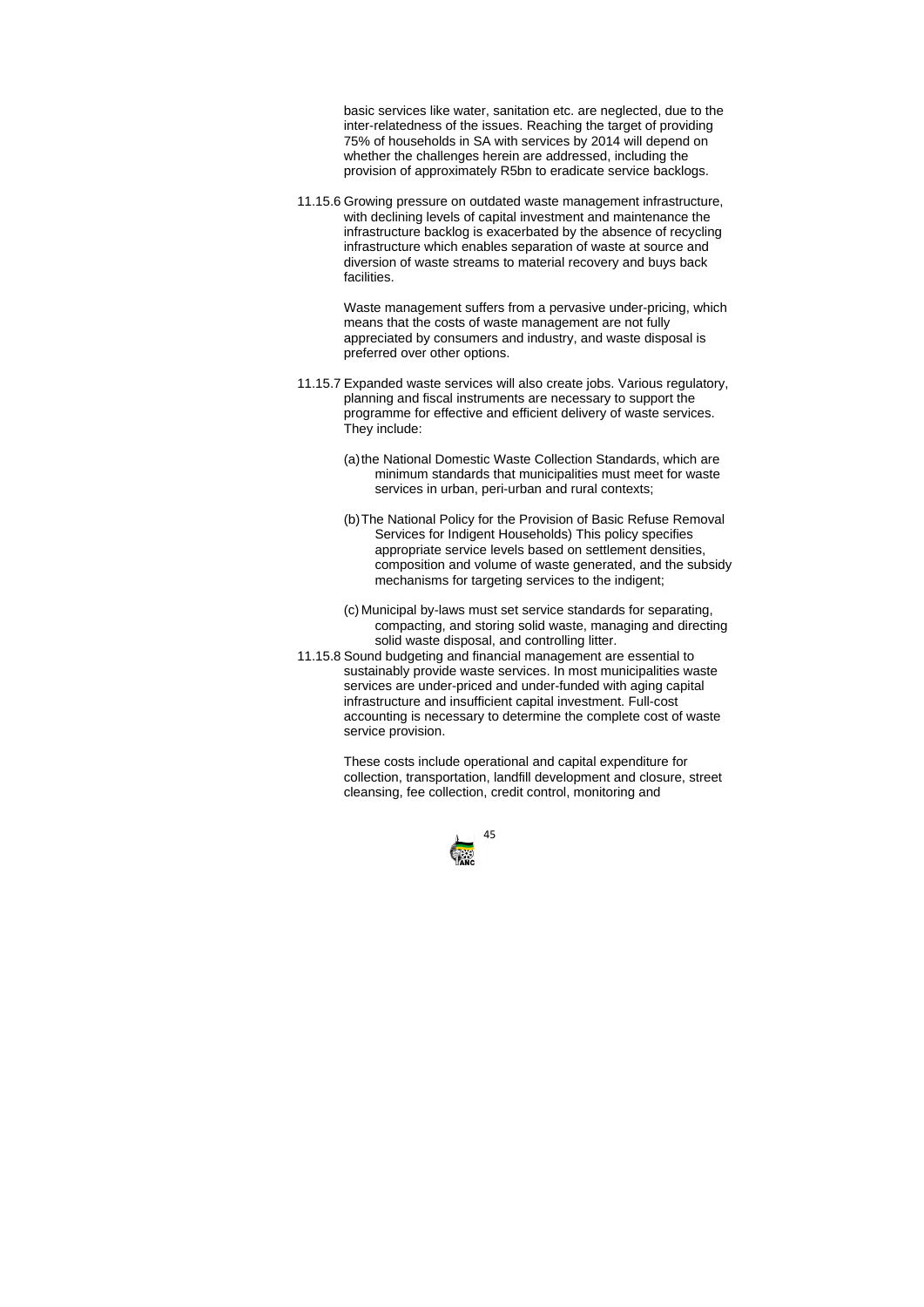basic services like water, sanitation etc. are neglected, due to the inter-relatedness of the issues. Reaching the target of providing 75% of households in SA with services by 2014 will depend on whether the challenges herein are addressed, including the provision of approximately R5bn to eradicate service backlogs.

11.15.6 Growing pressure on outdated waste management infrastructure, with declining levels of capital investment and maintenance the infrastructure backlog is exacerbated by the absence of recycling infrastructure which enables separation of waste at source and diversion of waste streams to material recovery and buys back facilities.

Waste management suffers from a pervasive under-pricing, which means that the costs of waste management are not fully appreciated by consumers and industry, and waste disposal is preferred over other options.

11.15.7 Expanded waste services will also create jobs. Various regulatory, planning and fiscal instruments are necessary to support the programme for effective and efficient delivery of waste services. They include:

(a) the National Domestic Waste Collection Standards, which are minimum standards that municipalities must meet for waste services in urban, peri-urban and rural contexts;

(b) The National Policy for the Provision of Basic Refuse Removal Services for Indigent Households) This policy specifies appropriate service levels based on settlement densities, composition and volume of waste generated, and the subsidy mechanisms for targeting services to the indigent;

(c) Municipal by-laws must set service standards for separating, compacting, and storing solid waste, managing and directing solid waste disposal, and controlling litter.

11.15.8 Sound budgeting and financial management are essential to sustainably provide waste services. In most municipalities waste services are under-priced and under-funded with aging capital infrastructure and insufficient capital investment. Full-cost accounting is necessary to determine the complete cost of waste service provision.

These costs include operational and capital expenditure for collection, transportation, landfill development and closure, street cleansing, fee collection, credit control, monitoring and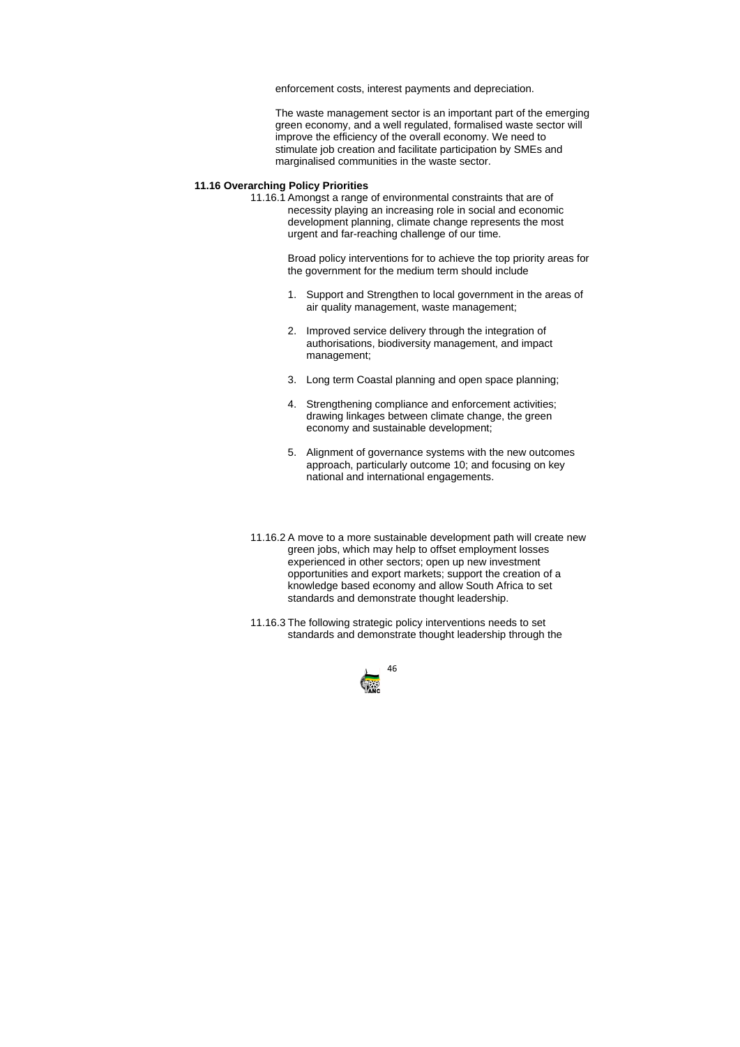enforcement costs, interest payments and depreciation.

The waste management sector is an important part of the emerging green economy, and a well regulated, formalised waste sector will improve the efficiency of the overall economy. We need to stimulate job creation and facilitate participation by SMEs and marginalised communities in the waste sector.

**11.16 Overarching Policy Priorities**

11.16.1 Amongst a range of environmental constraints that are of necessity playing an increasing role in social and economic development planning, climate change represents the most urgent and far-reaching challenge of our time.

Broad policy interventions for to achieve the top priority areas for the government for the medium term should include

1. Support and Strengthen to local government in the areas of air quality management, waste management;
2. Improved service delivery through the integration of authorisations, biodiversity management, and impact management;
3. Long term Coastal planning and open space planning;
4. Strengthening compliance and enforcement activities; drawing linkages between climate change, the green economy and sustainable development;
5. Alignment of governance systems with the new outcomes approach, particularly outcome 10; and focusing on key national and international engagements.

11.16.2 A move to a more sustainable development path will create new green jobs, which may help to offset employment losses experienced in other sectors; open up new investment opportunities and export markets; support the creation of a knowledge based economy and allow South Africa to set standards and demonstrate thought leadership.

11.16.3 The following strategic policy interventions needs to set standards and demonstrate thought leadership through the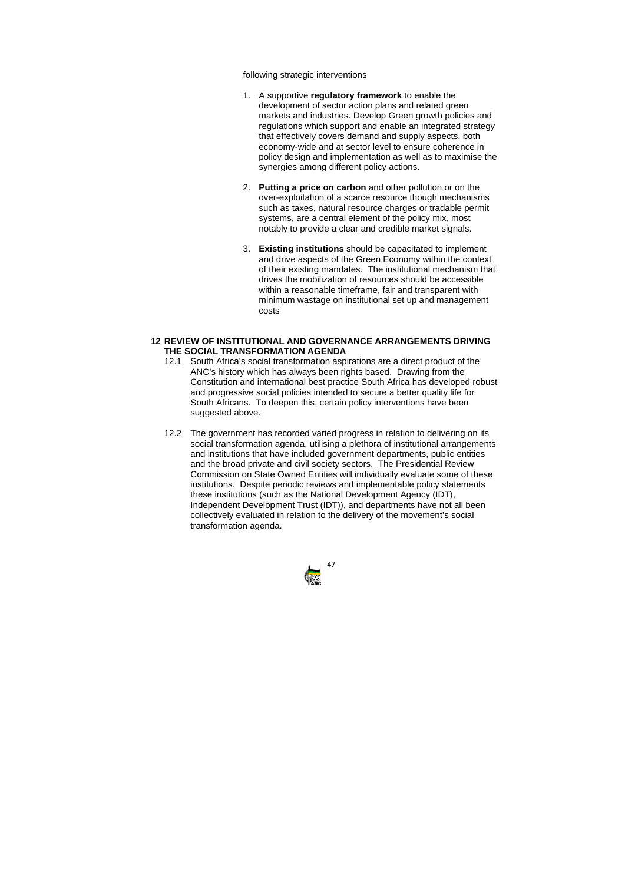following strategic interventions

1. A supportive **regulatory framework** to enable the development of sector action plans and related green markets and industries. Develop Green growth policies and regulations which support and enable an integrated strategy that effectively covers demand and supply aspects, both economy-wide and at sector level to ensure coherence in policy design and implementation as well as to maximise the synergies among different policy actions.

2. **Putting a price on carbon** and other pollution or on the over-exploitation of a scarce resource though mechanisms such as taxes, natural resource charges or tradable permit systems, are a central element of the policy mix, most notably to provide a clear and credible market signals.

3. **Existing institutions** should be capacitated to implement and drive aspects of the Green Economy within the context of their existing mandates. The institutional mechanism that drives the mobilization of resources should be accessible within a reasonable timeframe, fair and transparent with minimum wastage on institutional set up and management costs

## 12 REVIEW OF INSTITUTIONAL AND GOVERNANCE ARRANGEMENTS DRIVING THE SOCIAL TRANSFORMATION AGENDA

12.1 South Africa's social transformation aspirations are a direct product of the ANC's history which has always been rights based. Drawing from the Constitution and international best practice South Africa has developed robust and progressive social policies intended to secure a better quality life for South Africans. To deepen this, certain policy interventions have been suggested above.

12.2 The government has recorded varied progress in relation to delivering on its social transformation agenda, utilising a plethora of institutional arrangements and institutions that have included government departments, public entities and the broad private and civil society sectors. The Presidential Review Commission on State Owned Entities will individually evaluate some of these institutions. Despite periodic reviews and implementable policy statements these institutions (such as the National Development Agency (IDT), Independent Development Trust (IDT)), and departments have not all been collectively evaluated in relation to the delivery of the movement's social transformation agenda.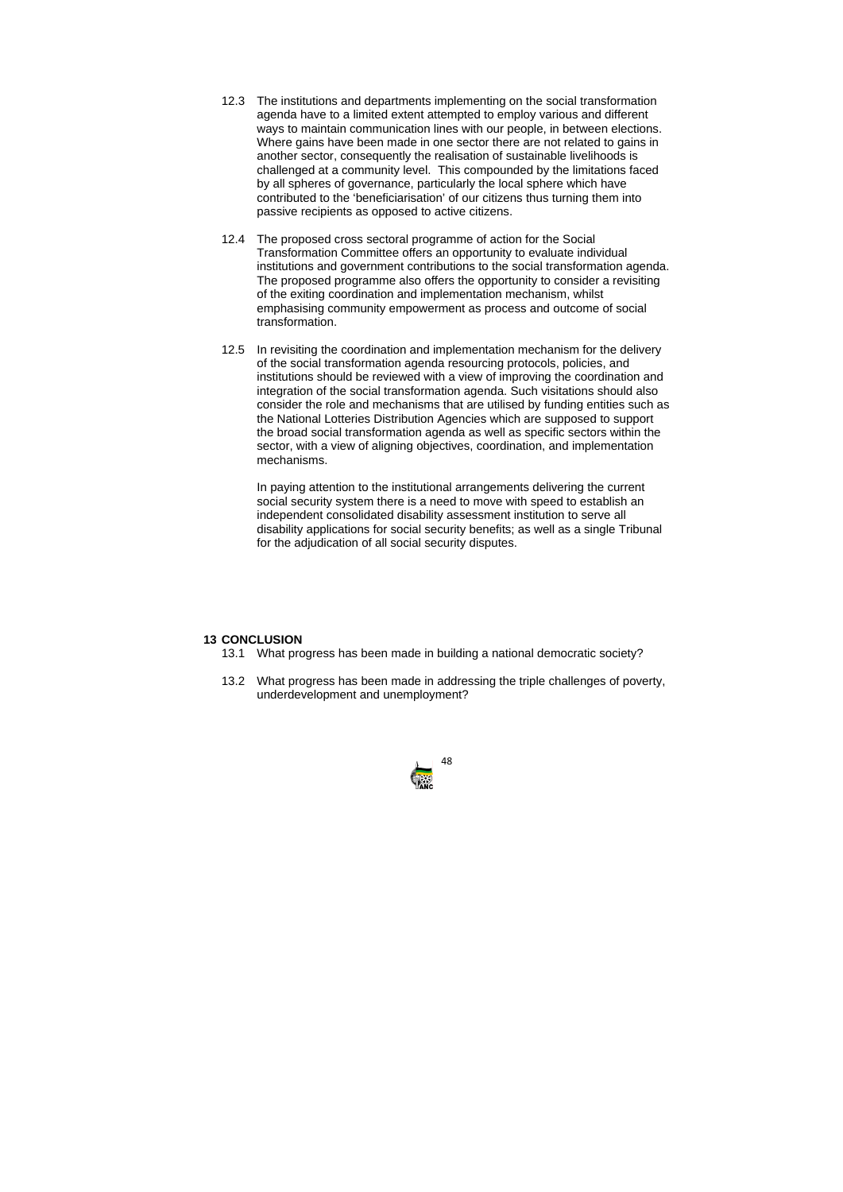12.3 The institutions and departments implementing on the social transformation agenda have to a limited extent attempted to employ various and different ways to maintain communication lines with our people, in between elections. Where gains have been made in one sector there are not related to gains in another sector, consequently the realisation of sustainable livelihoods is challenged at a community level. This compounded by the limitations faced by all spheres of governance, particularly the local sphere which have contributed to the 'beneficiarisation' of our citizens thus turning them into passive recipients as opposed to active citizens.

12.4 The proposed cross sectoral programme of action for the Social Transformation Committee offers an opportunity to evaluate individual institutions and government contributions to the social transformation agenda. The proposed programme also offers the opportunity to consider a revisiting of the exiting coordination and implementation mechanism, whilst emphasising community empowerment as process and outcome of social transformation.

12.5 In revisiting the coordination and implementation mechanism for the delivery of the social transformation agenda resourcing protocols, policies, and institutions should be reviewed with a view of improving the coordination and integration of the social transformation agenda. Such visitations should also consider the role and mechanisms that are utilised by funding entities such as the National Lotteries Distribution Agencies which are supposed to support the broad social transformation agenda as well as specific sectors within the sector, with a view of aligning objectives, coordination, and implementation mechanisms.

In paying attention to the institutional arrangements delivering the current social security system there is a need to move with speed to establish an independent consolidated disability assessment institution to serve all disability applications for social security benefits; as well as a single Tribunal for the adjudication of all social security disputes.

## 13 CONCLUSION

13.1 What progress has been made in building a national democratic society?

13.2 What progress has been made in addressing the triple challenges of poverty, underdevelopment and unemployment?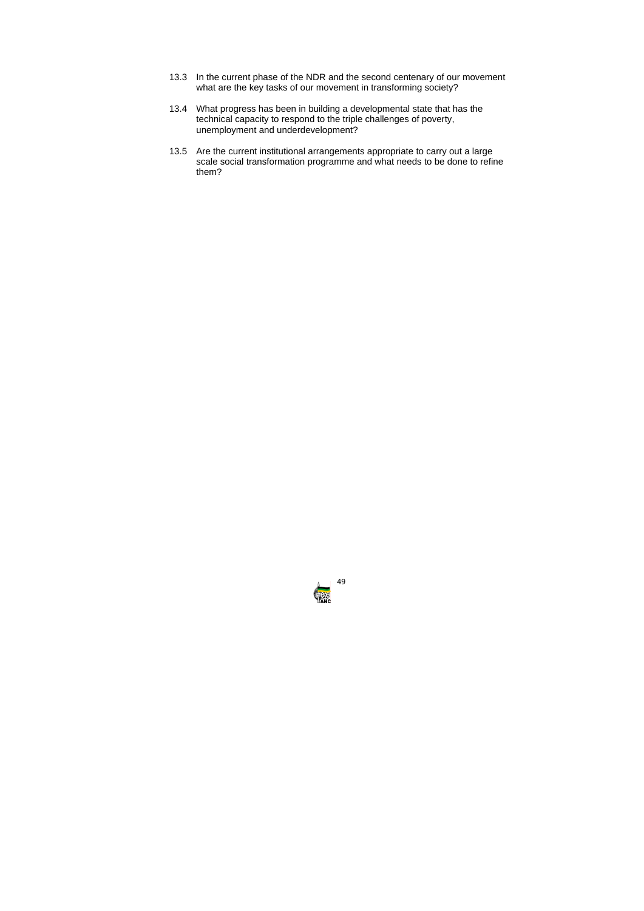13.3 In the current phase of the NDR and the second centenary of our movement what are the key tasks of our movement in transforming society?

13.4 What progress has been in building a developmental state that has the technical capacity to respond to the triple challenges of poverty, unemployment and underdevelopment?

13.5 Are the current institutional arrangements appropriate to carry out a large scale social transformation programme and what needs to be done to refine them?